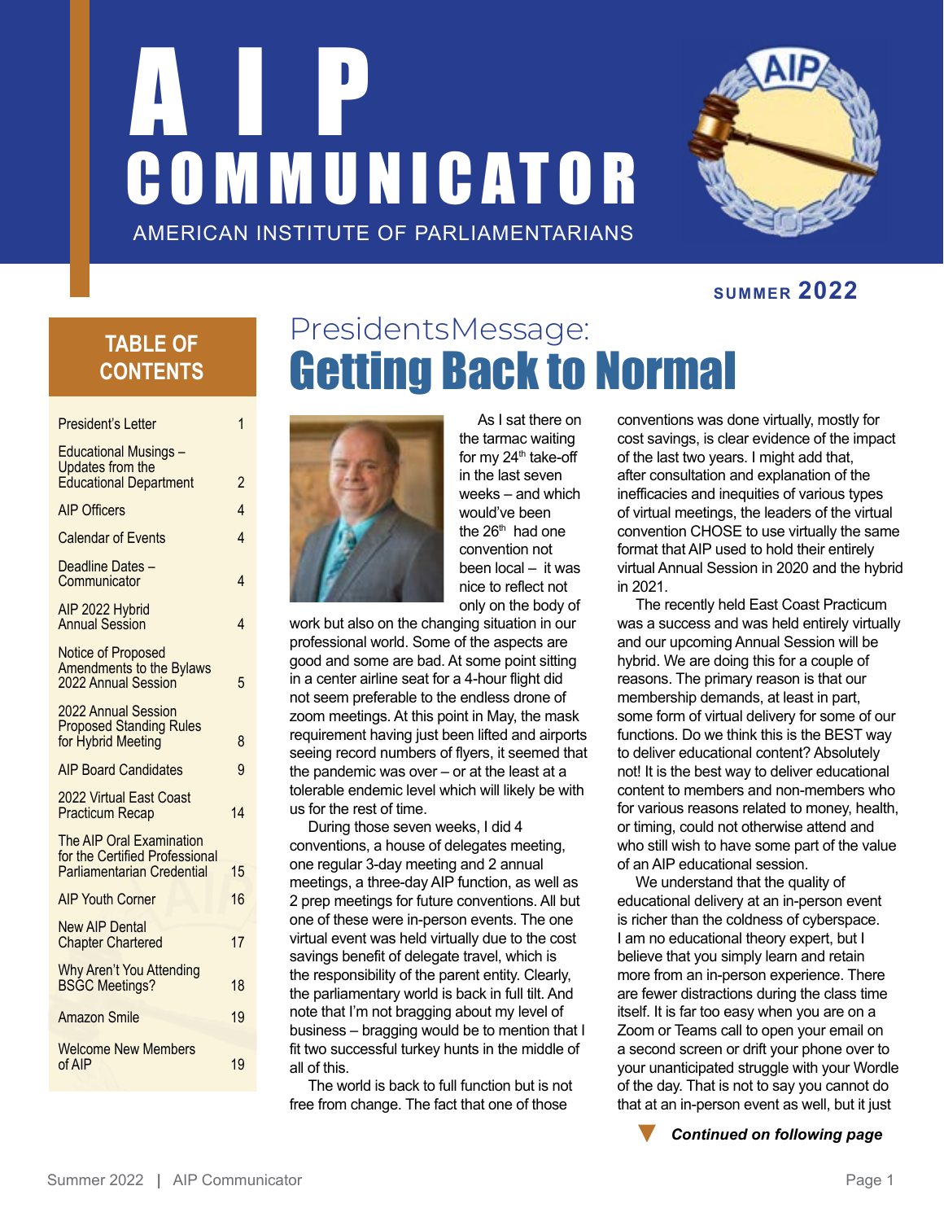# AIP COMMUNICATOR

AMERICAN INSTITUTE OF PARLIAMENTARIANS

SUMMER **2022**

## TABLE OF CONTENTS

| | |
|---|---|
| President's Letter | 1 |
| Educational Musings – Updates from the Educational Department | 2 |
| AIP Officers | 4 |
| Calendar of Events | 4 |
| Deadline Dates – Communicator | 4 |
| AIP 2022 Hybrid Annual Session | 4 |
| Notice of Proposed Amendments to the Bylaws 2022 Annual Session | 5 |
| 2022 Annual Session Proposed Standing Rules for Hybrid Meeting | 8 |
| AIP Board Candidates | 9 |
| 2022 Virtual East Coast Practicum Recap | 14 |
| The AIP Oral Examination for the Certified Professional Parliamentarian Credential | 15 |
| AIP Youth Corner | 16 |
| New AIP Dental Chapter Chartered | 17 |
| Why Aren't You Attending BSGC Meetings? | 18 |
| Amazon Smile | 19 |
| Welcome New Members of AIP | 19 |

## PresidentsMessage: Getting Back to Normal

As I sat there on the tarmac waiting for my 24th take-off in the last seven weeks – and which would've been the 26th had one convention not been local – it was nice to reflect not only on the body of work but also on the changing situation in our professional world. Some of the aspects are good and some are bad. At some point sitting in a center airline seat for a 4-hour flight did not seem preferable to the endless drone of zoom meetings. At this point in May, the mask requirement having just been lifted and airports seeing record numbers of flyers, it seemed that the pandemic was over – or at the least at a tolerable endemic level which will likely be with us for the rest of time.

During those seven weeks, I did 4 conventions, a house of delegates meeting, one regular 3-day meeting and 2 annual meetings, a three-day AIP function, as well as 2 prep meetings for future conventions. All but one of these were in-person events. The one virtual event was held virtually due to the cost savings benefit of delegate travel, which is the responsibility of the parent entity. Clearly, the parliamentary world is back in full tilt. And note that I'm not bragging about my level of business – bragging would be to mention that I fit two successful turkey hunts in the middle of all of this.

The world is back to full function but is not free from change. The fact that one of those conventions was done virtually, mostly for cost savings, is clear evidence of the impact of the last two years. I might add that, after consultation and explanation of the inefficacies and inequities of various types of virtual meetings, the leaders of the virtual convention CHOSE to use virtually the same format that AIP used to hold their entirely virtual Annual Session in 2020 and the hybrid in 2021.

The recently held East Coast Practicum was a success and was held entirely virtually and our upcoming Annual Session will be hybrid. We are doing this for a couple of reasons. The primary reason is that our membership demands, at least in part, some form of virtual delivery for some of our functions. Do we think this is the BEST way to deliver educational content? Absolutely not! It is the best way to deliver educational content to members and non-members who for various reasons related to money, health, or timing, could not otherwise attend and who still wish to have some part of the value of an AIP educational session.

We understand that the quality of educational delivery at an in-person event is richer than the coldness of cyberspace. I am no educational theory expert, but I believe that you simply learn and retain more from an in-person experience. There are fewer distractions during the class time itself. It is far too easy when you are on a Zoom or Teams call to open your email on a second screen or drift your phone over to your unanticipated struggle with your Wordle of the day. That is not to say you cannot do that at an in-person event as well, but it just

*Continued on following page*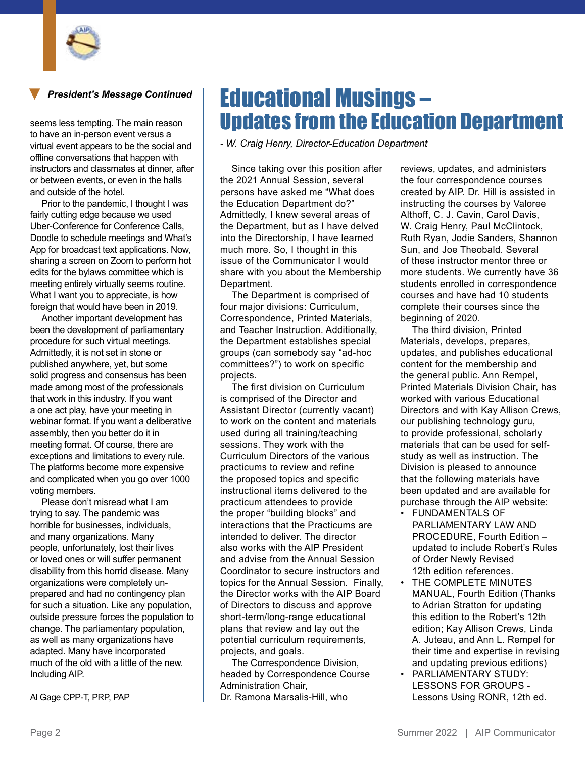*President's Message Continued*

seems less tempting. The main reason to have an in-person event versus a virtual event appears to be the social and offline conversations that happen with instructors and classmates at dinner, after or between events, or even in the halls and outside of the hotel.

Prior to the pandemic, I thought I was fairly cutting edge because we used Uber-Conference for Conference Calls, Doodle to schedule meetings and What's App for broadcast text applications. Now, sharing a screen on Zoom to perform hot edits for the bylaws committee which is meeting entirely virtually seems routine. What I want you to appreciate, is how foreign that would have been in 2019.

Another important development has been the development of parliamentary procedure for such virtual meetings. Admittedly, it is not set in stone or published anywhere, yet, but some solid progress and consensus has been made among most of the professionals that work in this industry. If you want a one act play, have your meeting in webinar format. If you want a deliberative assembly, then you better do it in meeting format. Of course, there are exceptions and limitations to every rule. The platforms become more expensive and complicated when you go over 1000 voting members.

Please don't misread what I am trying to say. The pandemic was horrible for businesses, individuals, and many organizations. Many people, unfortunately, lost their lives or loved ones or will suffer permanent disability from this horrid disease. Many organizations were completely un-prepared and had no contingency plan for such a situation. Like any population, outside pressure forces the population to change. The parliamentary population, as well as many organizations have adapted. Many have incorporated much of the old with a little of the new. Including AIP.

Al Gage CPP-T, PRP, PAP

# Educational Musings – Updates from the Education Department

*- W. Craig Henry, Director-Education Department*

Since taking over this position after the 2021 Annual Session, several persons have asked me "What does the Education Department do?" Admittedly, I knew several areas of the Department, but as I have delved into the Directorship, I have learned much more. So, I thought in this issue of the Communicator I would share with you about the Membership Department.

The Department is comprised of four major divisions: Curriculum, Correspondence, Printed Materials, and Teacher Instruction. Additionally, the Department establishes special groups (can somebody say "ad-hoc committees?") to work on specific projects.

The first division on Curriculum is comprised of the Director and Assistant Director (currently vacant) to work on the content and materials used during all training/teaching sessions. They work with the Curriculum Directors of the various practicums to review and refine the proposed topics and specific instructional items delivered to the practicum attendees to provide the proper "building blocks" and interactions that the Practicums are intended to deliver. The director also works with the AIP President and advise from the Annual Session Coordinator to secure instructors and topics for the Annual Session. Finally, the Director works with the AIP Board of Directors to discuss and approve short-term/long-range educational plans that review and lay out the potential curriculum requirements, projects, and goals.

The Correspondence Division, headed by Correspondence Course Administration Chair, Dr. Ramona Marsalis-Hill, who reviews, updates, and administers the four correspondence courses created by AIP. Dr. Hill is assisted in instructing the courses by Valoree Althoff, C. J. Cavin, Carol Davis, W. Craig Henry, Paul McClintock, Ruth Ryan, Jodie Sanders, Shannon Sun, and Joe Theobald. Several of these instructor mentor three or more students. We currently have 36 students enrolled in correspondence courses and have had 10 students complete their courses since the beginning of 2020.

The third division, Printed Materials, develops, prepares, updates, and publishes educational content for the membership and the general public. Ann Rempel, Printed Materials Division Chair, has worked with various Educational Directors and with Kay Allison Crews, our publishing technology guru, to provide professional, scholarly materials that can be used for self-study as well as instruction. The Division is pleased to announce that the following materials have been updated and are available for purchase through the AIP website:

- FUNDAMENTALS OF PARLIAMENTARY LAW AND PROCEDURE, Fourth Edition – updated to include Robert's Rules of Order Newly Revised 12th edition references.
- THE COMPLETE MINUTES MANUAL, Fourth Edition (Thanks to Adrian Stratton for updating this edition to the Robert's 12th edition; Kay Allison Crews, Linda A. Juteau, and Ann L. Rempel for their time and expertise in revising and updating previous editions)
- PARLIAMENTARY STUDY: LESSONS FOR GROUPS - Lessons Using RONR, 12th ed.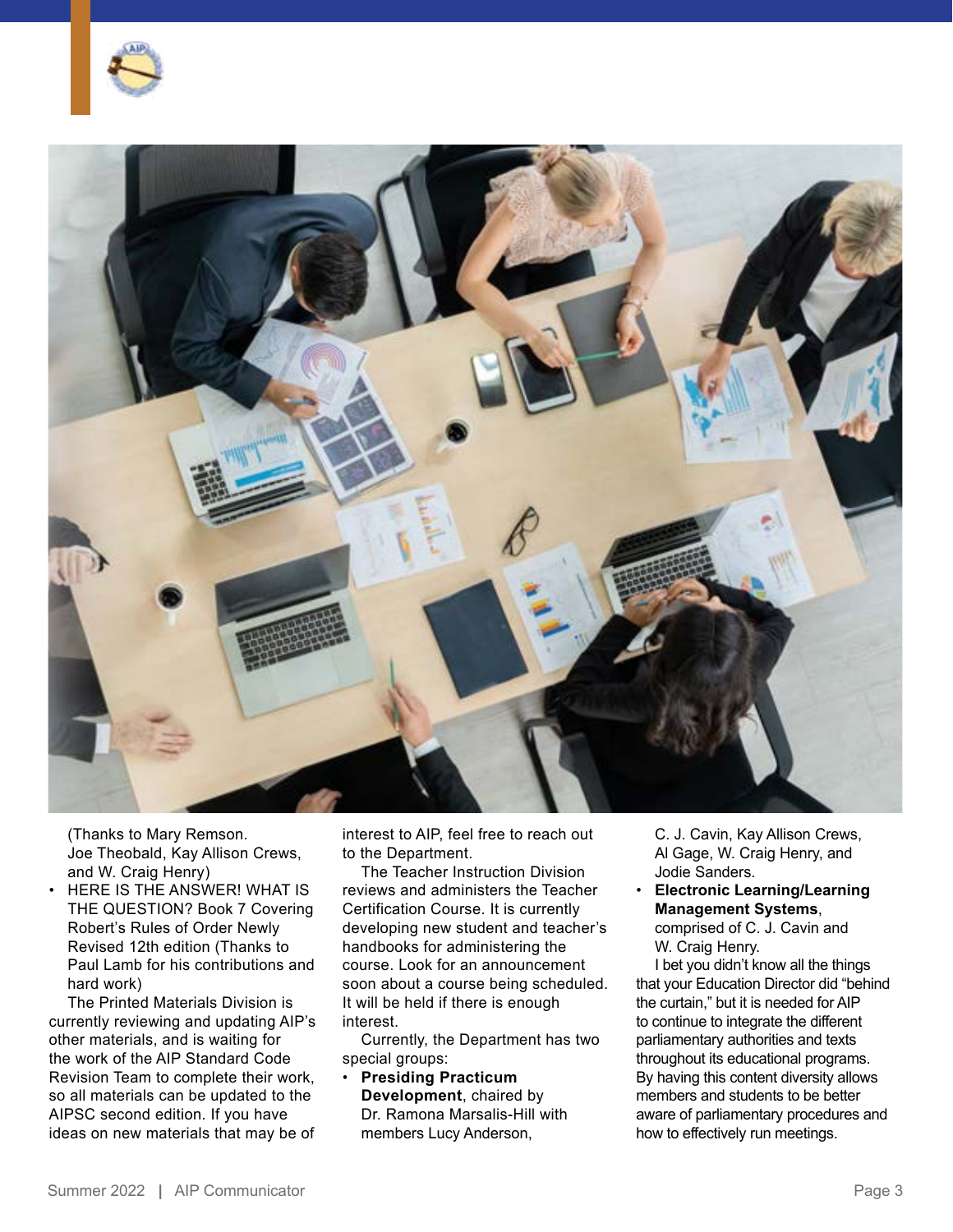(Thanks to Mary Remson. Joe Theobald, Kay Allison Crews, and W. Craig Henry)

- HERE IS THE ANSWER! WHAT IS THE QUESTION? Book 7 Covering Robert's Rules of Order Newly Revised 12th edition (Thanks to Paul Lamb for his contributions and hard work)

The Printed Materials Division is currently reviewing and updating AIP's other materials, and is waiting for the work of the AIP Standard Code Revision Team to complete their work, so all materials can be updated to the AIPSC second edition. If you have ideas on new materials that may be of interest to AIP, feel free to reach out to the Department.

The Teacher Instruction Division reviews and administers the Teacher Certification Course. It is currently developing new student and teacher's handbooks for administering the course. Look for an announcement soon about a course being scheduled. It will be held if there is enough interest.

Currently, the Department has two special groups:

- **Presiding Practicum Development**, chaired by Dr. Ramona Marsalis-Hill with members Lucy Anderson, C. J. Cavin, Kay Allison Crews, Al Gage, W. Craig Henry, and Jodie Sanders.
- **Electronic Learning/Learning Management Systems**, comprised of C. J. Cavin and W. Craig Henry.

I bet you didn't know all the things that your Education Director did "behind the curtain," but it is needed for AIP to continue to integrate the different parliamentary authorities and texts throughout its educational programs. By having this content diversity allows members and students to be better aware of parliamentary procedures and how to effectively run meetings.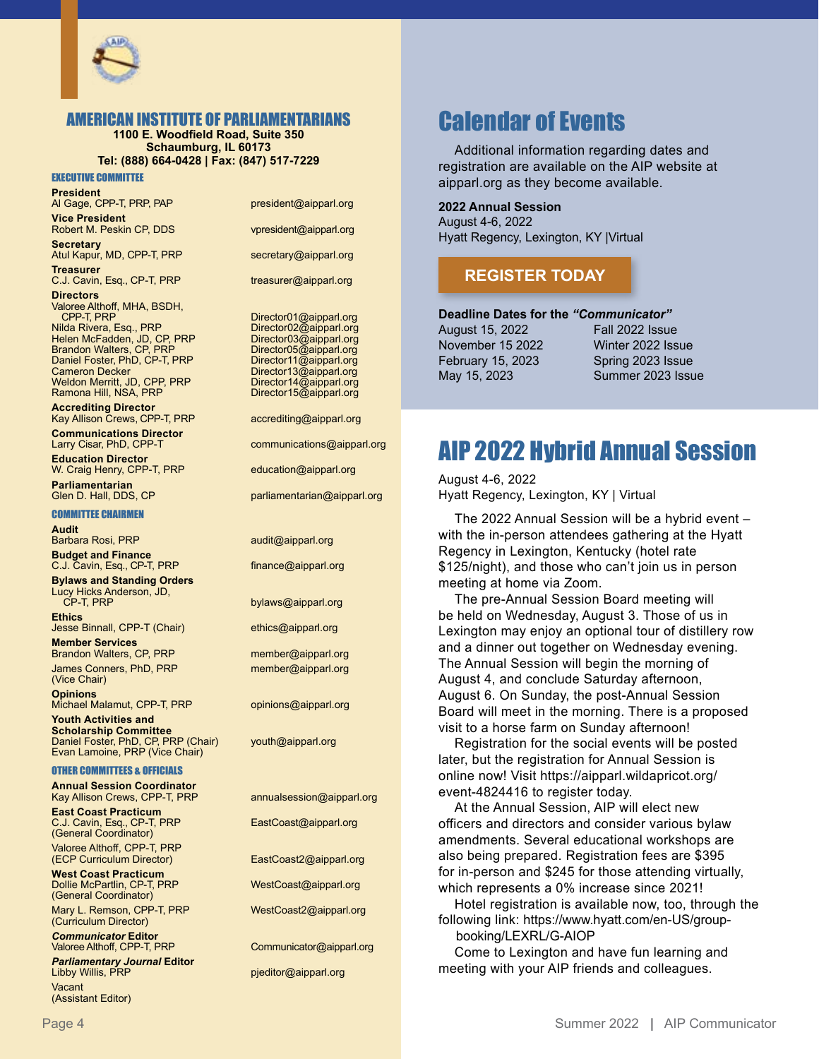# AMERICAN INSTITUTE OF PARLIAMENTARIANS

**1100 E. Woodfield Road, Suite 350**
**Schaumburg, IL 60173**
**Tel: (888) 664-0428 | Fax: (847) 517-7229**

## EXECUTIVE COMMITTEE

**President**
Al Gage, CPP-T, PRP, PAP — president@aipparl.org

**Vice President**
Robert M. Peskin CP, DDS — vpresident@aipparl.org

**Secretary**
Atul Kapur, MD, CPP-T, PRP — secretary@aipparl.org

**Treasurer**
C.J. Cavin, Esq., CP-T, PRP — treasurer@aipparl.org

**Directors**
Valoree Althoff, MHA, BSDH, CPP-T, PRP — Director01@aipparl.org
Nilda Rivera, Esq., PRP — Director02@aipparl.org
Helen McFadden, JD, CP, PRP — Director03@aipparl.org
Brandon Walters, CP, PRP — Director05@aipparl.org
Daniel Foster, PhD, CP-T, PRP — Director11@aipparl.org
Cameron Decker — Director13@aipparl.org
Weldon Merritt, JD, CPP, PRP — Director14@aipparl.org
Ramona Hill, NSA, PRP — Director15@aipparl.org

**Accrediting Director**
Kay Allison Crews, CPP-T, PRP — accrediting@aipparl.org

**Communications Director**
Larry Cisar, PhD, CPP-T — communications@aipparl.org

**Education Director**
W. Craig Henry, CPP-T, PRP — education@aipparl.org

**Parliamentarian**
Glen D. Hall, DDS, CP — parliamentarian@aipparl.org

## COMMITTEE CHAIRMEN

**Audit**
Barbara Rosi, PRP — audit@aipparl.org

**Budget and Finance**
C.J. Cavin, Esq., CP-T, PRP — finance@aipparl.org

**Bylaws and Standing Orders**
Lucy Hicks Anderson, JD, CP-T, PRP — bylaws@aipparl.org

**Ethics**
Jesse Binnall, CPP-T (Chair) — ethics@aipparl.org

**Member Services**
Brandon Walters, CP, PRP — member@aipparl.org
James Conners, PhD, PRP (Vice Chair) — member@aipparl.org

**Opinions**
Michael Malamut, CPP-T, PRP — opinions@aipparl.org

**Youth Activities and Scholarship Committee**
Daniel Foster, PhD, CP, PRP (Chair) — youth@aipparl.org
Evan Lamoine, PRP (Vice Chair)

## OTHER COMMITTEES & OFFICIALS

**Annual Session Coordinator**
Kay Allison Crews, CPP-T, PRP — annualsession@aipparl.org

**East Coast Practicum**
C.J. Cavin, Esq., CP-T, PRP (General Coordinator) — EastCoast@aipparl.org
Valoree Althoff, CPP-T, PRP (ECP Curriculum Director) — EastCoast2@aipparl.org

**West Coast Practicum**
Dollie McPartlin, CP-T, PRP (General Coordinator) — WestCoast@aipparl.org
Mary L. Remson, CPP-T, PRP (Curriculum Director) — WestCoast2@aipparl.org

***Communicator* Editor**
Valoree Althoff, CPP-T, PRP — Communicator@aipparl.org

***Parliamentary Journal* Editor**
Libby Willis, PRP — pjeditor@aipparl.org
Vacant (Assistant Editor)

# Calendar of Events

Additional information regarding dates and registration are available on the AIP website at aipparl.org as they become available.

**2022 Annual Session**
August 4-6, 2022
Hyatt Regency, Lexington, KY |Virtual

**REGISTER TODAY**

**Deadline Dates for the *"Communicator"***

| | |
|---|---|
| August 15, 2022 | Fall 2022 Issue |
| November 15 2022 | Winter 2022 Issue |
| February 15, 2023 | Spring 2023 Issue |
| May 15, 2023 | Summer 2023 Issue |

# AIP 2022 Hybrid Annual Session

August 4-6, 2022
Hyatt Regency, Lexington, KY | Virtual

The 2022 Annual Session will be a hybrid event – with the in-person attendees gathering at the Hyatt Regency in Lexington, Kentucky (hotel rate $125/night), and those who can't join us in person meeting at home via Zoom.

The pre-Annual Session Board meeting will be held on Wednesday, August 3. Those of us in Lexington may enjoy an optional tour of distillery row and a dinner out together on Wednesday evening. The Annual Session will begin the morning of August 4, and conclude Saturday afternoon, August 6. On Sunday, the post-Annual Session Board will meet in the morning. There is a proposed visit to a horse farm on Sunday afternoon!

Registration for the social events will be posted later, but the registration for Annual Session is online now! Visit https://aipparl.wildapricot.org/event-4824416 to register today.

At the Annual Session, AIP will elect new officers and directors and consider various bylaw amendments. Several educational workshops are also being prepared. Registration fees are $395 for in-person and $245 for those attending virtually, which represents a 0% increase since 2021!

Hotel registration is available now, too, through the following link: https://www.hyatt.com/en-US/group-booking/LEXRL/G-AIOP

Come to Lexington and have fun learning and meeting with your AIP friends and colleagues.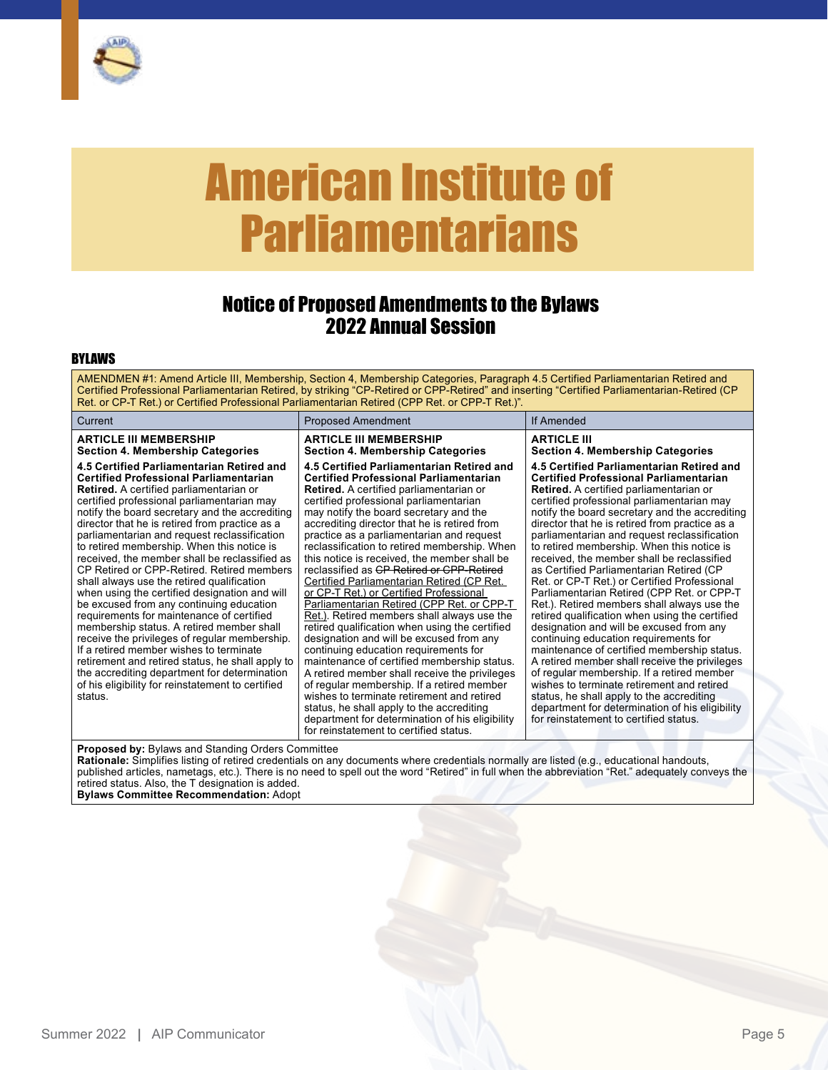# American Institute of Parliamentarians

## Notice of Proposed Amendments to the Bylaws 2022 Annual Session

### BYLAWS

AMENDMEN #1: Amend Article III, Membership, Section 4, Membership Categories, Paragraph 4.5 Certified Parliamentarian Retired and Certified Professional Parliamentarian Retired, by striking "CP-Retired or CPP-Retired" and inserting "Certified Parliamentarian-Retired (CP Ret. or CP-T Ret.) or Certified Professional Parliamentarian Retired (CPP Ret. or CPP-T Ret.)".

| Current | Proposed Amendment | If Amended |
|---|---|---|
| **ARTICLE III MEMBERSHIP**<br>**Section 4. Membership Categories**<br><br>**4.5 Certified Parliamentarian Retired and Certified Professional Parliamentarian Retired.** A certified parliamentarian or certified professional parliamentarian may notify the board secretary and the accrediting director that he is retired from practice as a parliamentarian and request reclassification to retired membership. When this notice is received, the member shall be reclassified as CP Retired or CPP-Retired. Retired members shall always use the retired qualification when using the certified designation and will be excused from any continuing education requirements for maintenance of certified membership status. A retired member shall receive the privileges of regular membership. If a retired member wishes to terminate retirement and retired status, he shall apply to the accrediting department for determination of his eligibility for reinstatement to certified status. | **ARTICLE III MEMBERSHIP**<br>**Section 4. Membership Categories**<br><br>**4.5 Certified Parliamentarian Retired and Certified Professional Parliamentarian Retired.** A certified parliamentarian or certified professional parliamentarian may notify the board secretary and the accrediting director that he is retired from practice as a parliamentarian and request reclassification to retired membership. When this notice is received, the member shall be reclassified as ~~CP Retired or CPP-Retired~~ <u>Certified Parliamentarian Retired (CP Ret. or CP-T Ret.) or Certified Professional Parliamentarian Retired (CPP Ret. or CPP-T Ret.)</u>. Retired members shall always use the retired qualification when using the certified designation and will be excused from any continuing education requirements for maintenance of certified membership status. A retired member shall receive the privileges of regular membership. If a retired member wishes to terminate retirement and retired status, he shall apply to the accrediting department for determination of his eligibility for reinstatement to certified status. | **ARTICLE III**<br>**Section 4. Membership Categories**<br><br>**4.5 Certified Parliamentarian Retired and Certified Professional Parliamentarian Retired.** A certified parliamentarian or certified professional parliamentarian may notify the board secretary and the accrediting director that he is retired from practice as a parliamentarian and request reclassification to retired membership. When this notice is received, the member shall be reclassified as Certified Parliamentarian Retired (CP Ret. or CP-T Ret.) or Certified Professional Parliamentarian Retired (CPP Ret. or CPP-T Ret.). Retired members shall always use the retired qualification when using the certified designation and will be excused from any continuing education requirements for maintenance of certified membership status. A retired member shall receive the privileges of regular membership. If a retired member wishes to terminate retirement and retired status, he shall apply to the accrediting department for determination of his eligibility for reinstatement to certified status. |

**Proposed by:** Bylaws and Standing Orders Committee
**Rationale:** Simplifies listing of retired credentials on any documents where credentials normally are listed (e.g., educational handouts, published articles, nametags, etc.). There is no need to spell out the word "Retired" in full when the abbreviation "Ret." adequately conveys the retired status. Also, the T designation is added.
**Bylaws Committee Recommendation:** Adopt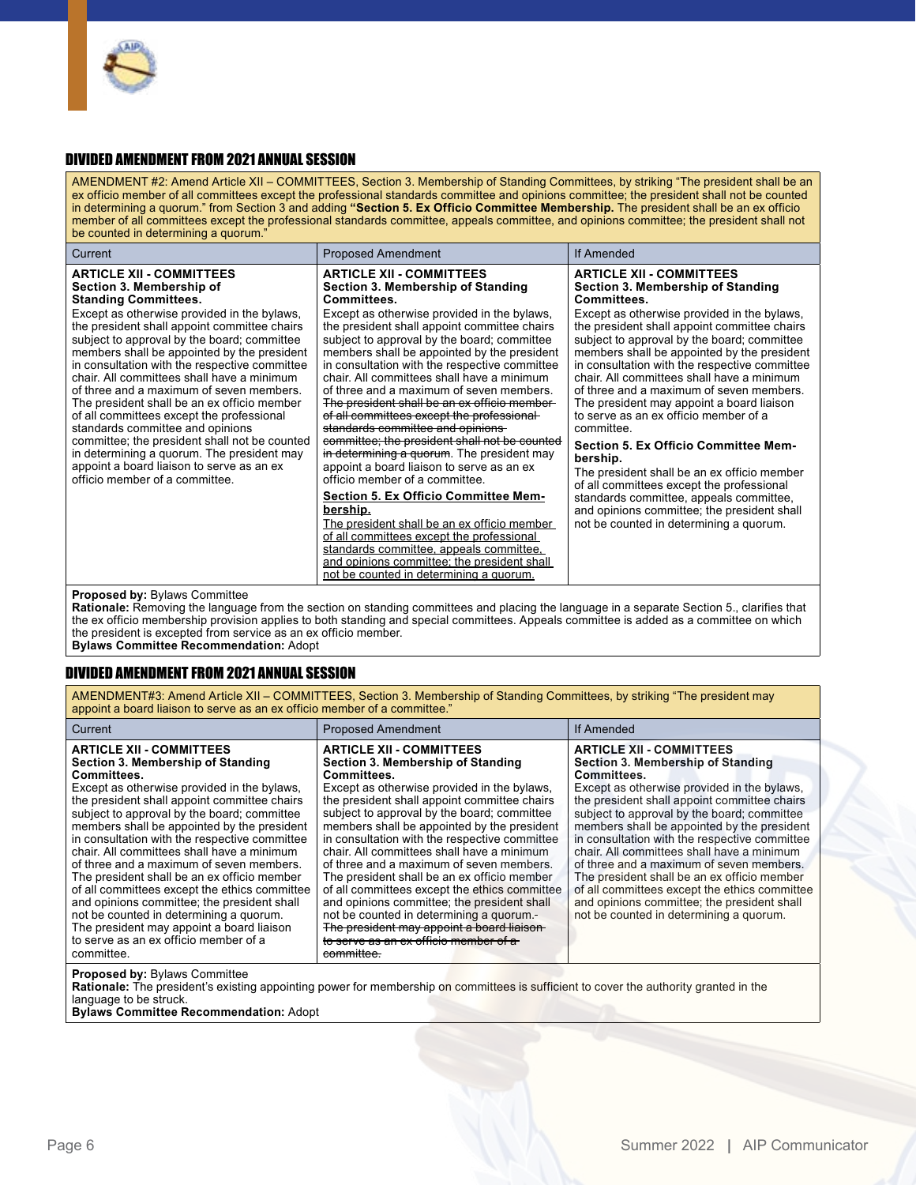## DIVIDED AMENDMENT FROM 2021 ANNUAL SESSION

AMENDMENT #2: Amend Article XII – COMMITTEES, Section 3. Membership of Standing Committees, by striking "The president shall be an ex officio member of all committees except the professional standards committee and opinions committee; the president shall not be counted in determining a quorum." from Section 3 and adding **"Section 5. Ex Officio Committee Membership.** The president shall be an ex officio member of all committees except the professional standards committee, appeals committee, and opinions committee; the president shall not be counted in determining a quorum."

| Current | Proposed Amendment | If Amended |
|---|---|---|
| **ARTICLE XII - COMMITTEES**<br>**Section 3. Membership of Standing Committees.**<br>Except as otherwise provided in the bylaws, the president shall appoint committee chairs subject to approval by the board; committee members shall be appointed by the president in consultation with the respective committee chair. All committees shall have a minimum of three and a maximum of seven members. The president shall be an ex officio member of all committees except the professional standards committee and opinions committee; the president shall not be counted in determining a quorum. The president may appoint a board liaison to serve as an ex officio member of a committee. | **ARTICLE XII - COMMITTEES**<br>**Section 3. Membership of Standing Committees.**<br>Except as otherwise provided in the bylaws, the president shall appoint committee chairs subject to approval by the board; committee members shall be appointed by the president in consultation with the respective committee chair. All committees shall have a minimum of three and a maximum of seven members. ~~The president shall be an ex officio member of all committees except the professional standards committee and opinions committee; the president shall not be counted in determining a quorum~~. The president may appoint a board liaison to serve as an ex officio member of a committee.<br>**Section 5. Ex Officio Committee Membership.**<br>The president shall be an ex officio member of all committees except the professional standards committee, appeals committee, and opinions committee; the president shall not be counted in determining a quorum. | **ARTICLE XII - COMMITTEES**<br>**Section 3. Membership of Standing Committees.**<br>Except as otherwise provided in the bylaws, the president shall appoint committee chairs subject to approval by the board; committee members shall be appointed by the president in consultation with the respective committee chair. All committees shall have a minimum of three and a maximum of seven members. The president may appoint a board liaison to serve as an ex officio member of a committee.<br>**Section 5. Ex Officio Committee Membership.**<br>The president shall be an ex officio member of all committees except the professional standards committee, appeals committee, and opinions committee; the president shall not be counted in determining a quorum. |

**Proposed by:** Bylaws Committee
**Rationale:** Removing the language from the section on standing committees and placing the language in a separate Section 5., clarifies that the ex officio membership provision applies to both standing and special committees. Appeals committee is added as a committee on which the president is excepted from service as an ex officio member.
**Bylaws Committee Recommendation:** Adopt

## DIVIDED AMENDMENT FROM 2021 ANNUAL SESSION

AMENDMENT#3: Amend Article XII – COMMITTEES, Section 3. Membership of Standing Committees, by striking "The president may appoint a board liaison to serve as an ex officio member of a committee."

| Current | Proposed Amendment | If Amended |
|---|---|---|
| **ARTICLE XII - COMMITTEES**<br>**Section 3. Membership of Standing Committees.**<br>Except as otherwise provided in the bylaws, the president shall appoint committee chairs subject to approval by the board; committee members shall be appointed by the president in consultation with the respective committee chair. All committees shall have a minimum of three and a maximum of seven members. The president shall be an ex officio member of all committees except the ethics committee and opinions committee; the president shall not be counted in determining a quorum. The president may appoint a board liaison to serve as an ex officio member of a committee. | **ARTICLE XII - COMMITTEES**<br>**Section 3. Membership of Standing Committees.**<br>Except as otherwise provided in the bylaws, the president shall appoint committee chairs subject to approval by the board; committee members shall be appointed by the president in consultation with the respective committee chair. All committees shall have a minimum of three and a maximum of seven members. The president shall be an ex officio member of all committees except the ethics committee and opinions committee; the president shall not be counted in determining a quorum.~~. The president may appoint a board liaison to serve as an ex officio member of a committee.~~ | **ARTICLE XII - COMMITTEES**<br>**Section 3. Membership of Standing Committees.**<br>Except as otherwise provided in the bylaws, the president shall appoint committee chairs subject to approval by the board; committee members shall be appointed by the president in consultation with the respective committee chair. All committees shall have a minimum of three and a maximum of seven members. The president shall be an ex officio member of all committees except the ethics committee and opinions committee; the president shall not be counted in determining a quorum. |

**Proposed by:** Bylaws Committee
**Rationale:** The president's existing appointing power for membership on committees is sufficient to cover the authority granted in the language to be struck.
**Bylaws Committee Recommendation:** Adopt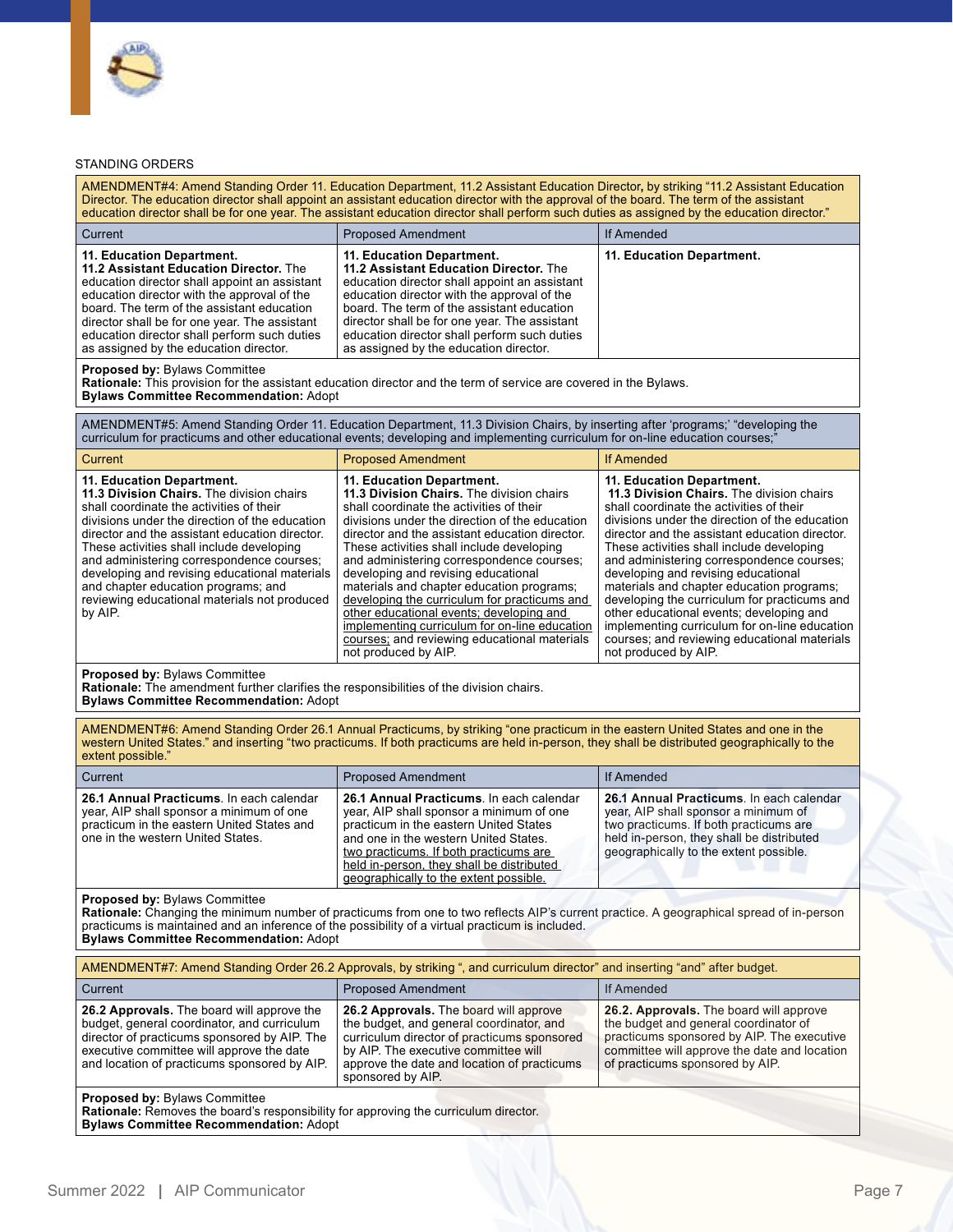STANDING ORDERS

AMENDMENT#4: Amend Standing Order 11. Education Department, 11.2 Assistant Education Director, by striking "11.2 Assistant Education Director. The education director shall appoint an assistant education director with the approval of the board. The term of the assistant education director shall be for one year. The assistant education director shall perform such duties as assigned by the education director."

| Current | Proposed Amendment | If Amended |
|---|---|---|
| **11. Education Department.** **11.2 Assistant Education Director.** The education director shall appoint an assistant education director with the approval of the board. The term of the assistant education director shall be for one year. The assistant education director shall perform such duties as assigned by the education director. | **11. Education Department.** **11.2 Assistant Education Director.** The education director shall appoint an assistant education director with the approval of the board. The term of the assistant education director shall be for one year. The assistant education director shall perform such duties as assigned by the education director. | **11. Education Department.** |

**Proposed by:** Bylaws Committee
**Rationale:** This provision for the assistant education director and the term of service are covered in the Bylaws.
**Bylaws Committee Recommendation:** Adopt

AMENDMENT#5: Amend Standing Order 11. Education Department, 11.3 Division Chairs, by inserting after 'programs;' "developing the curriculum for practicums and other educational events; developing and implementing curriculum for on-line education courses;"

| Current | Proposed Amendment | If Amended |
|---|---|---|
| **11. Education Department.** **11.3 Division Chairs.** The division chairs shall coordinate the activities of their divisions under the direction of the education director and the assistant education director. These activities shall include developing and administering correspondence courses; developing and revising educational materials and chapter education programs; and reviewing educational materials not produced by AIP. | **11. Education Department.** **11.3 Division Chairs.** The division chairs shall coordinate the activities of their divisions under the direction of the education director and the assistant education director. These activities shall include developing and administering correspondence courses; developing and revising educational materials and chapter education programs; developing the curriculum for practicums and other educational events; developing and implementing curriculum for on-line education courses; and reviewing educational materials not produced by AIP. | **11. Education Department.** **11.3 Division Chairs.** The division chairs shall coordinate the activities of their divisions under the direction of the education director and the assistant education director. These activities shall include developing and administering correspondence courses; developing and revising educational materials and chapter education programs; developing the curriculum for practicums and other educational events; developing and implementing curriculum for on-line education courses; and reviewing educational materials not produced by AIP. |

**Proposed by:** Bylaws Committee
**Rationale:** The amendment further clarifies the responsibilities of the division chairs.
**Bylaws Committee Recommendation:** Adopt

AMENDMENT#6: Amend Standing Order 26.1 Annual Practicums, by striking "one practicum in the eastern United States and one in the western United States." and inserting "two practicums. If both practicums are held in-person, they shall be distributed geographically to the extent possible."

| Current | Proposed Amendment | If Amended |
|---|---|---|
| **26.1 Annual Practicums**. In each calendar year, AIP shall sponsor a minimum of one practicum in the eastern United States and one in the western United States. | **26.1 Annual Practicums**. In each calendar year, AIP shall sponsor a minimum of one practicum in the eastern United States and one in the western United States. two practicums. If both practicums are held in-person, they shall be distributed geographically to the extent possible. | **26.1 Annual Practicums**. In each calendar year, AIP shall sponsor a minimum of two practicums. If both practicums are held in-person, they shall be distributed geographically to the extent possible. |

**Proposed by:** Bylaws Committee
**Rationale:** Changing the minimum number of practicums from one to two reflects AIP's current practice. A geographical spread of in-person practicums is maintained and an inference of the possibility of a virtual practicum is included.
**Bylaws Committee Recommendation:** Adopt

AMENDMENT#7: Amend Standing Order 26.2 Approvals, by striking ", and curriculum director" and inserting "and" after budget.

| Current | Proposed Amendment | If Amended |
|---|---|---|
| **26.2 Approvals.** The board will approve the budget, general coordinator, and curriculum director of practicums sponsored by AIP. The executive committee will approve the date and location of practicums sponsored by AIP. | **26.2 Approvals.** The board will approve the budget, and general coordinator, and curriculum director of practicums sponsored by AIP. The executive committee will approve the date and location of practicums sponsored by AIP. | **26.2. Approvals.** The board will approve the budget and general coordinator of practicums sponsored by AIP. The executive committee will approve the date and location of practicums sponsored by AIP. |

**Proposed by:** Bylaws Committee
**Rationale:** Removes the board's responsibility for approving the curriculum director.
**Bylaws Committee Recommendation:** Adopt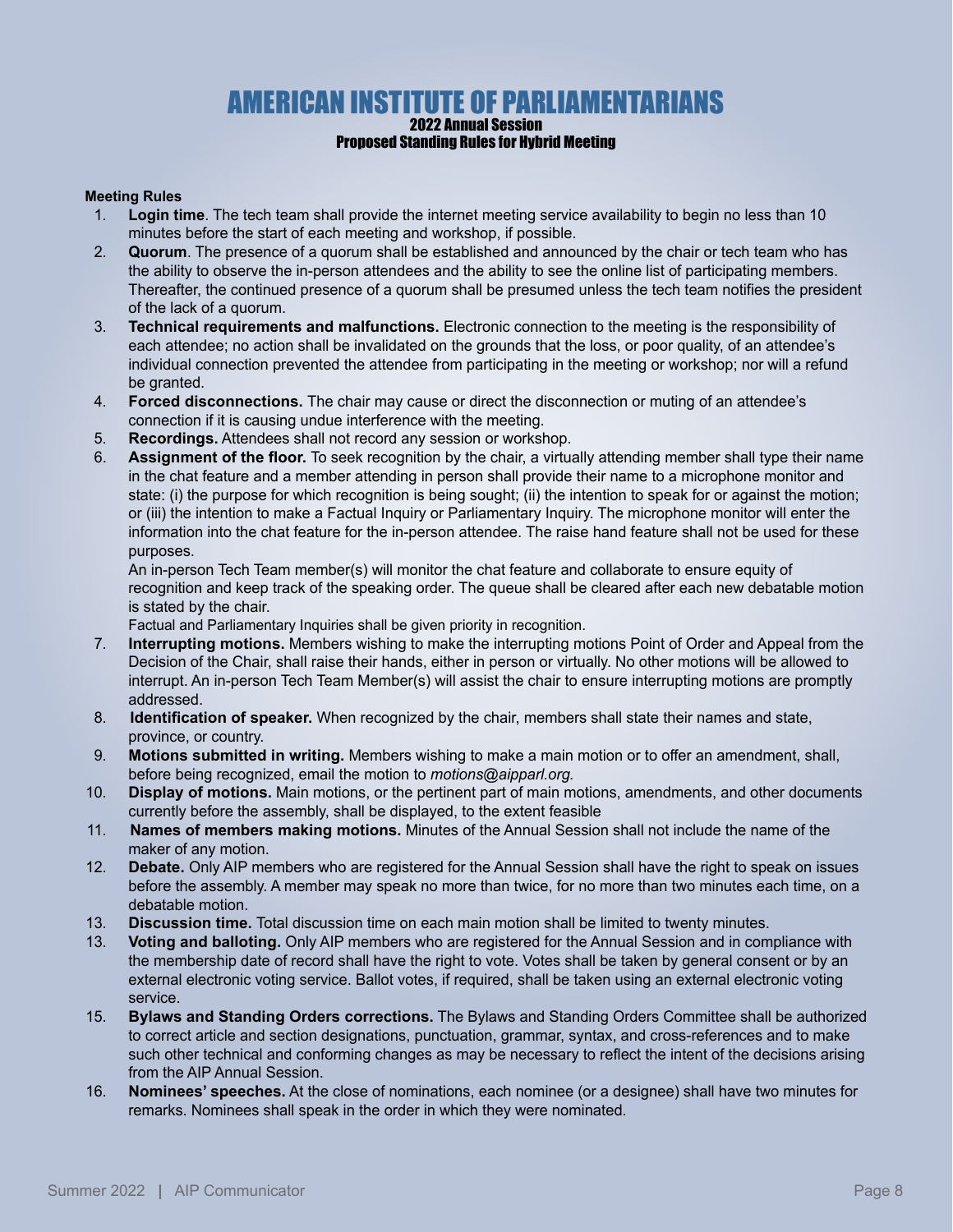# AMERICAN INSTITUTE OF PARLIAMENTARIANS

## 2022 Annual Session

### Proposed Standing Rules for Hybrid Meeting

**Meeting Rules**

1. **Login time**. The tech team shall provide the internet meeting service availability to begin no less than 10 minutes before the start of each meeting and workshop, if possible.
2. **Quorum**. The presence of a quorum shall be established and announced by the chair or tech team who has the ability to observe the in-person attendees and the ability to see the online list of participating members. Thereafter, the continued presence of a quorum shall be presumed unless the tech team notifies the president of the lack of a quorum.
3. **Technical requirements and malfunctions.** Electronic connection to the meeting is the responsibility of each attendee; no action shall be invalidated on the grounds that the loss, or poor quality, of an attendee's individual connection prevented the attendee from participating in the meeting or workshop; nor will a refund be granted.
4. **Forced disconnections.** The chair may cause or direct the disconnection or muting of an attendee's connection if it is causing undue interference with the meeting.
5. **Recordings.** Attendees shall not record any session or workshop.
6. **Assignment of the floor.** To seek recognition by the chair, a virtually attending member shall type their name in the chat feature and a member attending in person shall provide their name to a microphone monitor and state: (i) the purpose for which recognition is being sought; (ii) the intention to speak for or against the motion; or (iii) the intention to make a Factual Inquiry or Parliamentary Inquiry. The microphone monitor will enter the information into the chat feature for the in-person attendee. The raise hand feature shall not be used for these purposes.

   An in-person Tech Team member(s) will monitor the chat feature and collaborate to ensure equity of recognition and keep track of the speaking order. The queue shall be cleared after each new debatable motion is stated by the chair.

   Factual and Parliamentary Inquiries shall be given priority in recognition.
7. **Interrupting motions.** Members wishing to make the interrupting motions Point of Order and Appeal from the Decision of the Chair, shall raise their hands, either in person or virtually. No other motions will be allowed to interrupt. An in-person Tech Team Member(s) will assist the chair to ensure interrupting motions are promptly addressed.
8. **Identification of speaker.** When recognized by the chair, members shall state their names and state, province, or country.
9. **Motions submitted in writing.** Members wishing to make a main motion or to offer an amendment, shall, before being recognized, email the motion to *motions@aipparl.org.*
10. **Display of motions.** Main motions, or the pertinent part of main motions, amendments, and other documents currently before the assembly, shall be displayed, to the extent feasible
11. **Names of members making motions.** Minutes of the Annual Session shall not include the name of the maker of any motion.
12. **Debate.** Only AIP members who are registered for the Annual Session shall have the right to speak on issues before the assembly. A member may speak no more than twice, for no more than two minutes each time, on a debatable motion.
13. **Discussion time.** Total discussion time on each main motion shall be limited to twenty minutes.

13\. **Voting and balloting.** Only AIP members who are registered for the Annual Session and in compliance with the membership date of record shall have the right to vote. Votes shall be taken by general consent or by an external electronic voting service. Ballot votes, if required, shall be taken using an external electronic voting service.

15\. **Bylaws and Standing Orders corrections.** The Bylaws and Standing Orders Committee shall be authorized to correct article and section designations, punctuation, grammar, syntax, and cross-references and to make such other technical and conforming changes as may be necessary to reflect the intent of the decisions arising from the AIP Annual Session.

16\. **Nominees' speeches.** At the close of nominations, each nominee (or a designee) shall have two minutes for remarks. Nominees shall speak in the order in which they were nominated.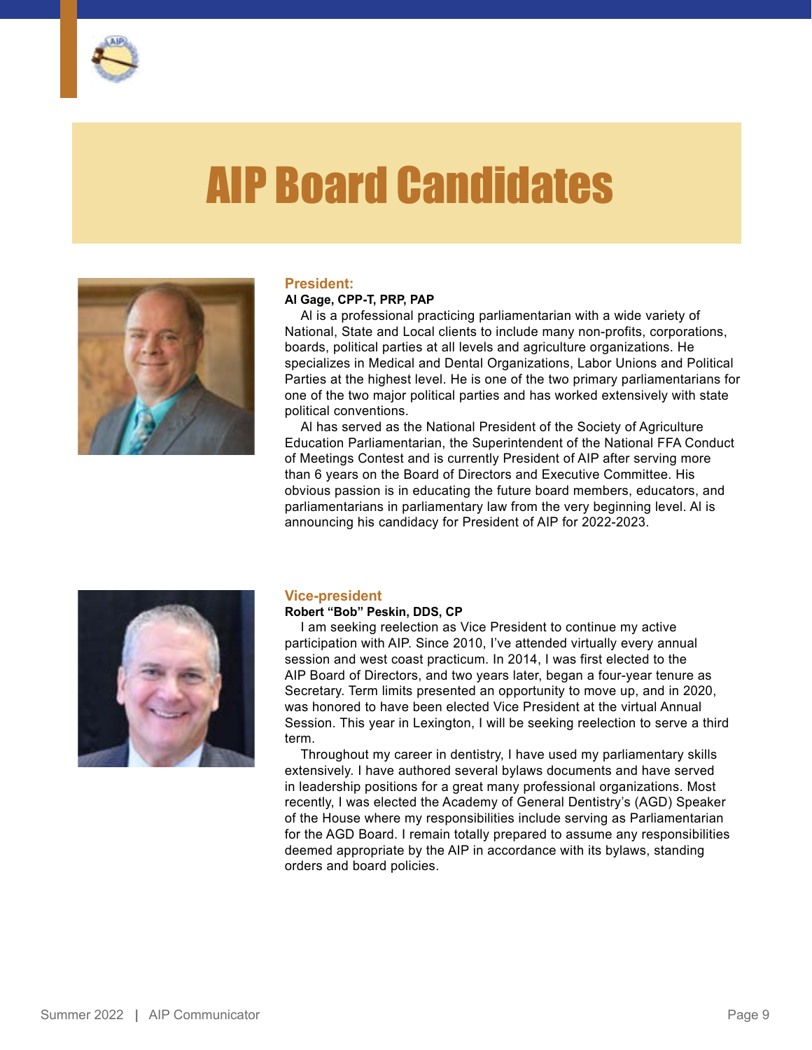# AIP Board Candidates

## President:

**Al Gage, CPP-T, PRP, PAP**

Al is a professional practicing parliamentarian with a wide variety of National, State and Local clients to include many non-profits, corporations, boards, political parties at all levels and agriculture organizations. He specializes in Medical and Dental Organizations, Labor Unions and Political Parties at the highest level. He is one of the two primary parliamentarians for one of the two major political parties and has worked extensively with state political conventions.

Al has served as the National President of the Society of Agriculture Education Parliamentarian, the Superintendent of the National FFA Conduct of Meetings Contest and is currently President of AIP after serving more than 6 years on the Board of Directors and Executive Committee. His obvious passion is in educating the future board members, educators, and parliamentarians in parliamentary law from the very beginning level. Al is announcing his candidacy for President of AIP for 2022-2023.

## Vice-president

**Robert "Bob" Peskin, DDS, CP**

I am seeking reelection as Vice President to continue my active participation with AIP. Since 2010, I've attended virtually every annual session and west coast practicum. In 2014, I was first elected to the AIP Board of Directors, and two years later, began a four-year tenure as Secretary. Term limits presented an opportunity to move up, and in 2020, was honored to have been elected Vice President at the virtual Annual Session. This year in Lexington, I will be seeking reelection to serve a third term.

Throughout my career in dentistry, I have used my parliamentary skills extensively. I have authored several bylaws documents and have served in leadership positions for a great many professional organizations. Most recently, I was elected the Academy of General Dentistry's (AGD) Speaker of the House where my responsibilities include serving as Parliamentarian for the AGD Board. I remain totally prepared to assume any responsibilities deemed appropriate by the AIP in accordance with its bylaws, standing orders and board policies.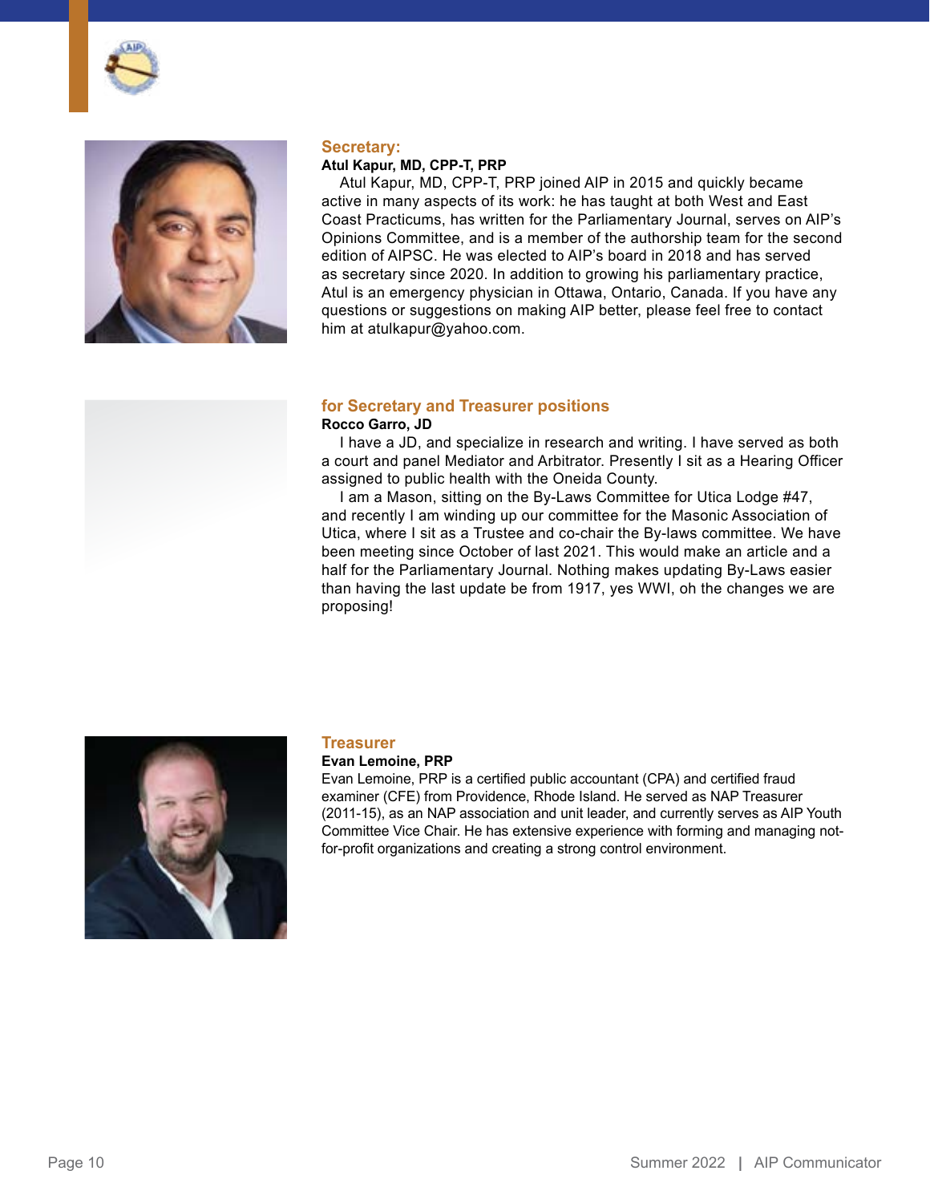## Secretary:

**Atul Kapur, MD, CPP-T, PRP**

Atul Kapur, MD, CPP-T, PRP joined AIP in 2015 and quickly became active in many aspects of its work: he has taught at both West and East Coast Practicums, has written for the Parliamentary Journal, serves on AIP's Opinions Committee, and is a member of the authorship team for the second edition of AIPSC. He was elected to AIP's board in 2018 and has served as secretary since 2020. In addition to growing his parliamentary practice, Atul is an emergency physician in Ottawa, Ontario, Canada. If you have any questions or suggestions on making AIP better, please feel free to contact him at atulkapur@yahoo.com.

## for Secretary and Treasurer positions

**Rocco Garro, JD**

I have a JD, and specialize in research and writing. I have served as both a court and panel Mediator and Arbitrator. Presently I sit as a Hearing Officer assigned to public health with the Oneida County.

I am a Mason, sitting on the By-Laws Committee for Utica Lodge #47, and recently I am winding up our committee for the Masonic Association of Utica, where I sit as a Trustee and co-chair the By-laws committee. We have been meeting since October of last 2021. This would make an article and a half for the Parliamentary Journal. Nothing makes updating By-Laws easier than having the last update be from 1917, yes WWI, oh the changes we are proposing!

## Treasurer

**Evan Lemoine, PRP**

Evan Lemoine, PRP is a certified public accountant (CPA) and certified fraud examiner (CFE) from Providence, Rhode Island. He served as NAP Treasurer (2011-15), as an NAP association and unit leader, and currently serves as AIP Youth Committee Vice Chair. He has extensive experience with forming and managing not-for-profit organizations and creating a strong control environment.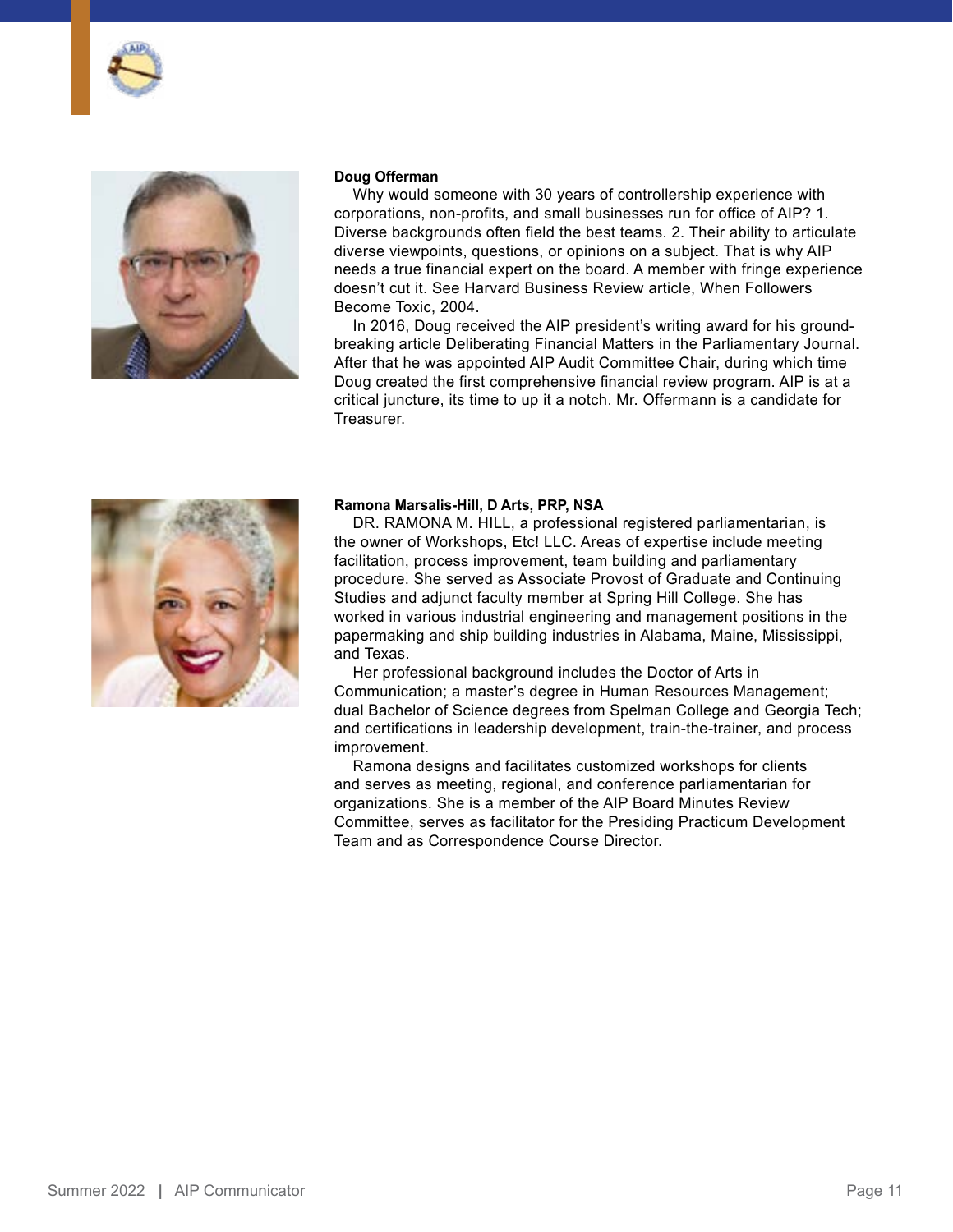**Doug Offerman**

Why would someone with 30 years of controllership experience with corporations, non-profits, and small businesses run for office of AIP? 1. Diverse backgrounds often field the best teams. 2. Their ability to articulate diverse viewpoints, questions, or opinions on a subject. That is why AIP needs a true financial expert on the board. A member with fringe experience doesn't cut it. See Harvard Business Review article, When Followers Become Toxic, 2004.

In 2016, Doug received the AIP president's writing award for his ground-breaking article Deliberating Financial Matters in the Parliamentary Journal. After that he was appointed AIP Audit Committee Chair, during which time Doug created the first comprehensive financial review program. AIP is at a critical juncture, its time to up it a notch. Mr. Offermann is a candidate for Treasurer.

**Ramona Marsalis-Hill, D Arts, PRP, NSA**

DR. RAMONA M. HILL, a professional registered parliamentarian, is the owner of Workshops, Etc! LLC. Areas of expertise include meeting facilitation, process improvement, team building and parliamentary procedure. She served as Associate Provost of Graduate and Continuing Studies and adjunct faculty member at Spring Hill College. She has worked in various industrial engineering and management positions in the papermaking and ship building industries in Alabama, Maine, Mississippi, and Texas.

Her professional background includes the Doctor of Arts in Communication; a master's degree in Human Resources Management; dual Bachelor of Science degrees from Spelman College and Georgia Tech; and certifications in leadership development, train-the-trainer, and process improvement.

Ramona designs and facilitates customized workshops for clients and serves as meeting, regional, and conference parliamentarian for organizations. She is a member of the AIP Board Minutes Review Committee, serves as facilitator for the Presiding Practicum Development Team and as Correspondence Course Director.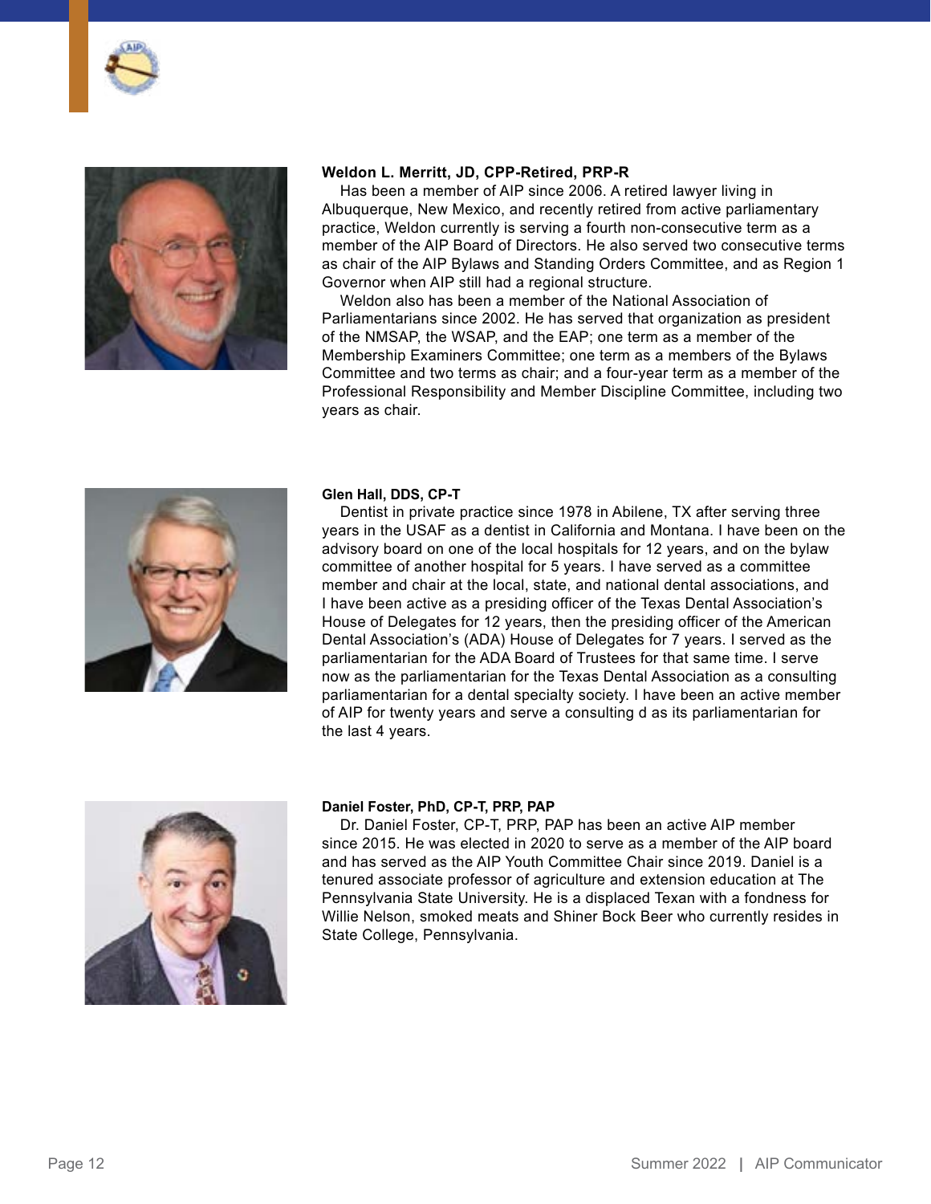**Weldon L. Merritt, JD, CPP-Retired, PRP-R**

Has been a member of AIP since 2006. A retired lawyer living in Albuquerque, New Mexico, and recently retired from active parliamentary practice, Weldon currently is serving a fourth non-consecutive term as a member of the AIP Board of Directors. He also served two consecutive terms as chair of the AIP Bylaws and Standing Orders Committee, and as Region 1 Governor when AIP still had a regional structure.

Weldon also has been a member of the National Association of Parliamentarians since 2002. He has served that organization as president of the NMSAP, the WSAP, and the EAP; one term as a member of the Membership Examiners Committee; one term as a members of the Bylaws Committee and two terms as chair; and a four-year term as a member of the Professional Responsibility and Member Discipline Committee, including two years as chair.

**Glen Hall, DDS, CP-T**

Dentist in private practice since 1978 in Abilene, TX after serving three years in the USAF as a dentist in California and Montana. I have been on the advisory board on one of the local hospitals for 12 years, and on the bylaw committee of another hospital for 5 years. I have served as a committee member and chair at the local, state, and national dental associations, and I have been active as a presiding officer of the Texas Dental Association's House of Delegates for 12 years, then the presiding officer of the American Dental Association's (ADA) House of Delegates for 7 years. I served as the parliamentarian for the ADA Board of Trustees for that same time. I serve now as the parliamentarian for the Texas Dental Association as a consulting parliamentarian for a dental specialty society. I have been an active member of AIP for twenty years and serve a consulting d as its parliamentarian for the last 4 years.

**Daniel Foster, PhD, CP-T, PRP, PAP**

Dr. Daniel Foster, CP-T, PRP, PAP has been an active AIP member since 2015. He was elected in 2020 to serve as a member of the AIP board and has served as the AIP Youth Committee Chair since 2019. Daniel is a tenured associate professor of agriculture and extension education at The Pennsylvania State University. He is a displaced Texan with a fondness for Willie Nelson, smoked meats and Shiner Bock Beer who currently resides in State College, Pennsylvania.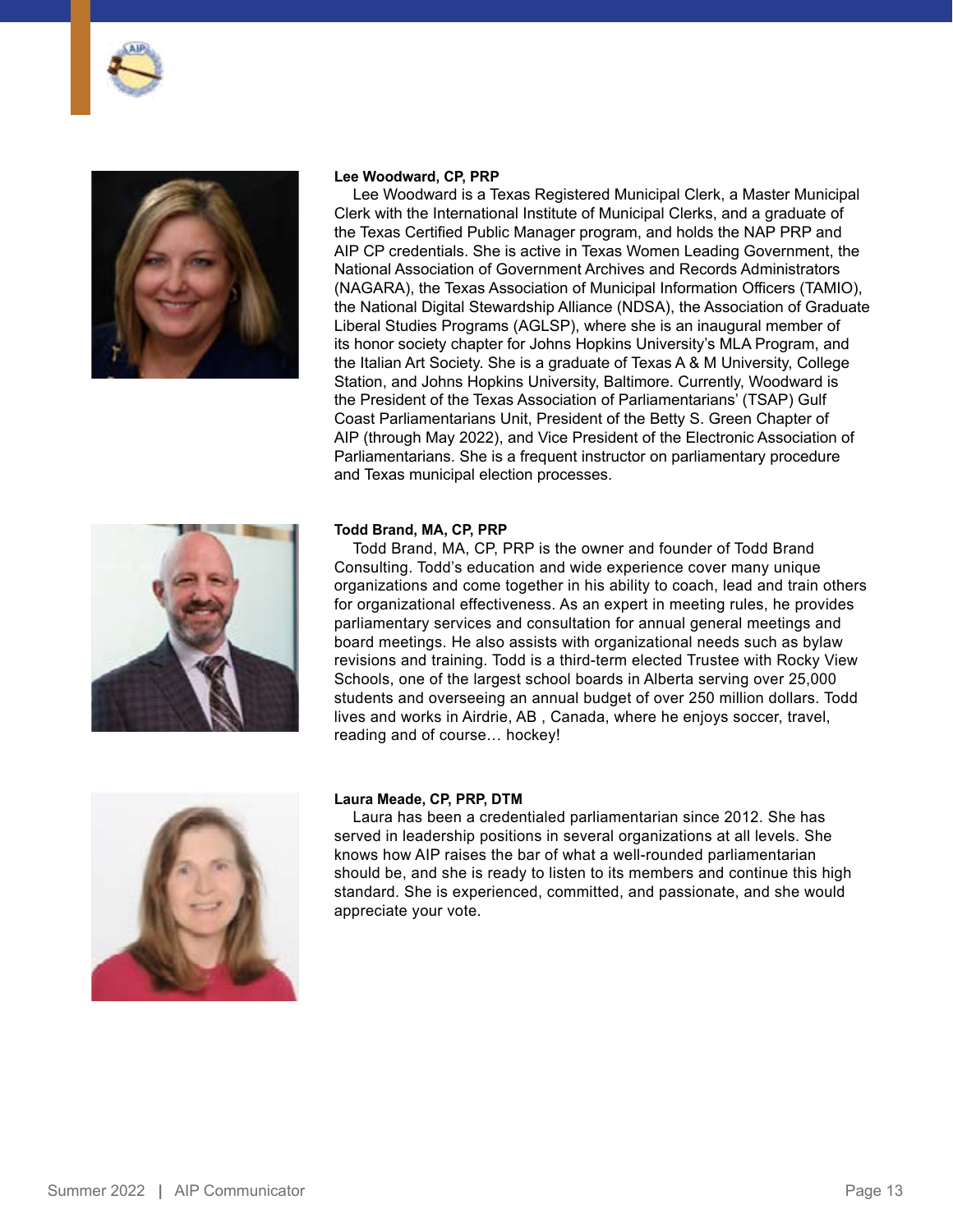**Lee Woodward, CP, PRP**

Lee Woodward is a Texas Registered Municipal Clerk, a Master Municipal Clerk with the International Institute of Municipal Clerks, and a graduate of the Texas Certified Public Manager program, and holds the NAP PRP and AIP CP credentials. She is active in Texas Women Leading Government, the National Association of Government Archives and Records Administrators (NAGARA), the Texas Association of Municipal Information Officers (TAMIO), the National Digital Stewardship Alliance (NDSA), the Association of Graduate Liberal Studies Programs (AGLSP), where she is an inaugural member of its honor society chapter for Johns Hopkins University's MLA Program, and the Italian Art Society. She is a graduate of Texas A & M University, College Station, and Johns Hopkins University, Baltimore. Currently, Woodward is the President of the Texas Association of Parliamentarians' (TSAP) Gulf Coast Parliamentarians Unit, President of the Betty S. Green Chapter of AIP (through May 2022), and Vice President of the Electronic Association of Parliamentarians. She is a frequent instructor on parliamentary procedure and Texas municipal election processes.

**Todd Brand, MA, CP, PRP**

Todd Brand, MA, CP, PRP is the owner and founder of Todd Brand Consulting. Todd's education and wide experience cover many unique organizations and come together in his ability to coach, lead and train others for organizational effectiveness. As an expert in meeting rules, he provides parliamentary services and consultation for annual general meetings and board meetings. He also assists with organizational needs such as bylaw revisions and training. Todd is a third-term elected Trustee with Rocky View Schools, one of the largest school boards in Alberta serving over 25,000 students and overseeing an annual budget of over 250 million dollars. Todd lives and works in Airdrie, AB , Canada, where he enjoys soccer, travel, reading and of course… hockey!

**Laura Meade, CP, PRP, DTM**

Laura has been a credentialed parliamentarian since 2012. She has served in leadership positions in several organizations at all levels. She knows how AIP raises the bar of what a well-rounded parliamentarian should be, and she is ready to listen to its members and continue this high standard. She is experienced, committed, and passionate, and she would appreciate your vote.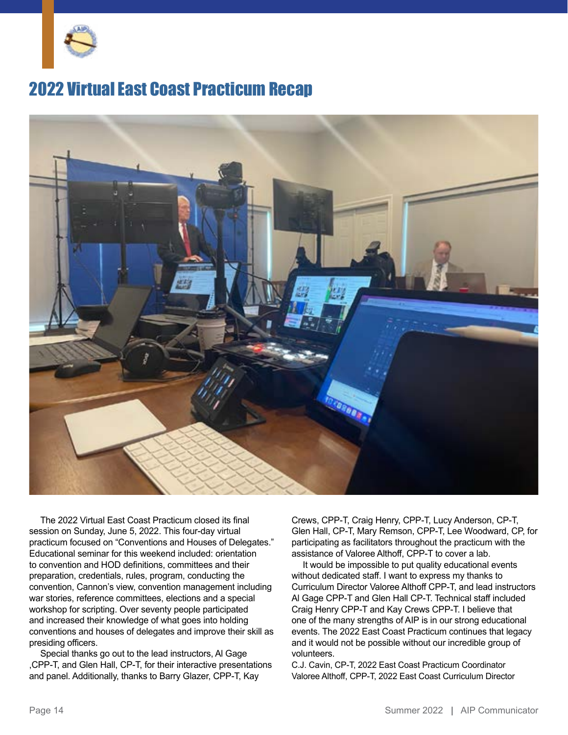# 2022 Virtual East Coast Practicum Recap

The 2022 Virtual East Coast Practicum closed its final session on Sunday, June 5, 2022. This four-day virtual practicum focused on "Conventions and Houses of Delegates." Educational seminar for this weekend included: orientation to convention and HOD definitions, committees and their preparation, credentials, rules, program, conducting the convention, Cannon's view, convention management including war stories, reference committees, elections and a special workshop for scripting. Over seventy people participated and increased their knowledge of what goes into holding conventions and houses of delegates and improve their skill as presiding officers.

Special thanks go out to the lead instructors, Al Gage ,CPP-T, and Glen Hall, CP-T, for their interactive presentations and panel. Additionally, thanks to Barry Glazer, CPP-T, Kay Crews, CPP-T, Craig Henry, CPP-T, Lucy Anderson, CP-T, Glen Hall, CP-T, Mary Remson, CPP-T, Lee Woodward, CP, for participating as facilitators throughout the practicum with the assistance of Valoree Althoff, CPP-T to cover a lab.

It would be impossible to put quality educational events without dedicated staff. I want to express my thanks to Curriculum Director Valoree Althoff CPP-T, and lead instructors Al Gage CPP-T and Glen Hall CP-T. Technical staff included Craig Henry CPP-T and Kay Crews CPP-T. I believe that one of the many strengths of AIP is in our strong educational events. The 2022 East Coast Practicum continues that legacy and it would not be possible without our incredible group of volunteers.

C.J. Cavin, CP-T, 2022 East Coast Practicum Coordinator
Valoree Althoff, CPP-T, 2022 East Coast Curriculum Director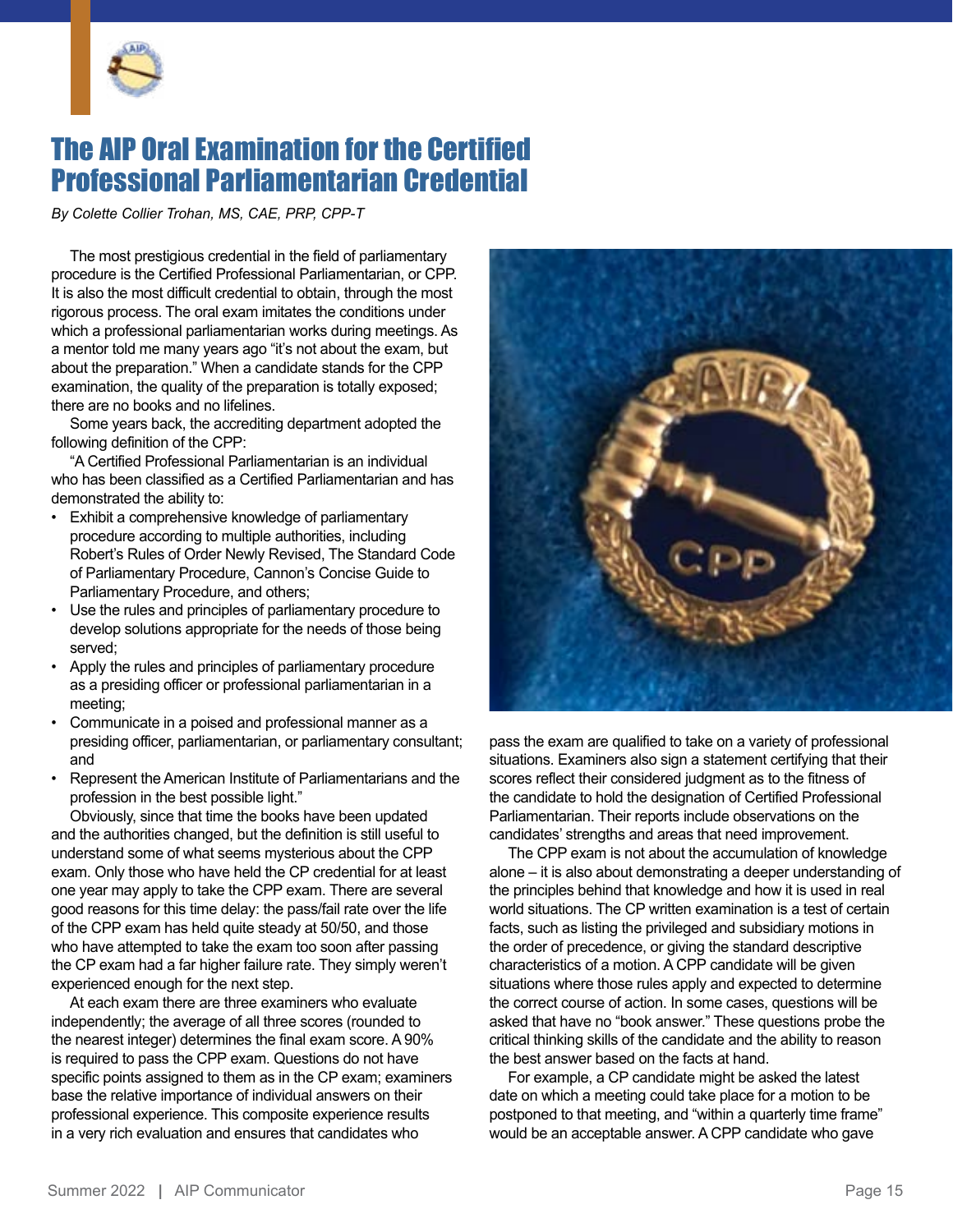# The AIP Oral Examination for the Certified Professional Parliamentarian Credential

*By Colette Collier Trohan, MS, CAE, PRP, CPP-T*

The most prestigious credential in the field of parliamentary procedure is the Certified Professional Parliamentarian, or CPP. It is also the most difficult credential to obtain, through the most rigorous process. The oral exam imitates the conditions under which a professional parliamentarian works during meetings. As a mentor told me many years ago "it's not about the exam, but about the preparation." When a candidate stands for the CPP examination, the quality of the preparation is totally exposed; there are no books and no lifelines.

Some years back, the accrediting department adopted the following definition of the CPP:

"A Certified Professional Parliamentarian is an individual who has been classified as a Certified Parliamentarian and has demonstrated the ability to:

- Exhibit a comprehensive knowledge of parliamentary procedure according to multiple authorities, including Robert's Rules of Order Newly Revised, The Standard Code of Parliamentary Procedure, Cannon's Concise Guide to Parliamentary Procedure, and others;
- Use the rules and principles of parliamentary procedure to develop solutions appropriate for the needs of those being served;
- Apply the rules and principles of parliamentary procedure as a presiding officer or professional parliamentarian in a meeting;
- Communicate in a poised and professional manner as a presiding officer, parliamentarian, or parliamentary consultant; and
- Represent the American Institute of Parliamentarians and the profession in the best possible light."

Obviously, since that time the books have been updated and the authorities changed, but the definition is still useful to understand some of what seems mysterious about the CPP exam. Only those who have held the CP credential for at least one year may apply to take the CPP exam. There are several good reasons for this time delay: the pass/fail rate over the life of the CPP exam has held quite steady at 50/50, and those who have attempted to take the exam too soon after passing the CP exam had a far higher failure rate. They simply weren't experienced enough for the next step.

At each exam there are three examiners who evaluate independently; the average of all three scores (rounded to the nearest integer) determines the final exam score. A 90% is required to pass the CPP exam. Questions do not have specific points assigned to them as in the CP exam; examiners base the relative importance of individual answers on their professional experience. This composite experience results in a very rich evaluation and ensures that candidates who pass the exam are qualified to take on a variety of professional situations. Examiners also sign a statement certifying that their scores reflect their considered judgment as to the fitness of the candidate to hold the designation of Certified Professional Parliamentarian. Their reports include observations on the candidates' strengths and areas that need improvement.

The CPP exam is not about the accumulation of knowledge alone – it is also about demonstrating a deeper understanding of the principles behind that knowledge and how it is used in real world situations. The CP written examination is a test of certain facts, such as listing the privileged and subsidiary motions in the order of precedence, or giving the standard descriptive characteristics of a motion. A CPP candidate will be given situations where those rules apply and expected to determine the correct course of action. In some cases, questions will be asked that have no "book answer." These questions probe the critical thinking skills of the candidate and the ability to reason the best answer based on the facts at hand.

For example, a CP candidate might be asked the latest date on which a meeting could take place for a motion to be postponed to that meeting, and "within a quarterly time frame" would be an acceptable answer. A CPP candidate who gave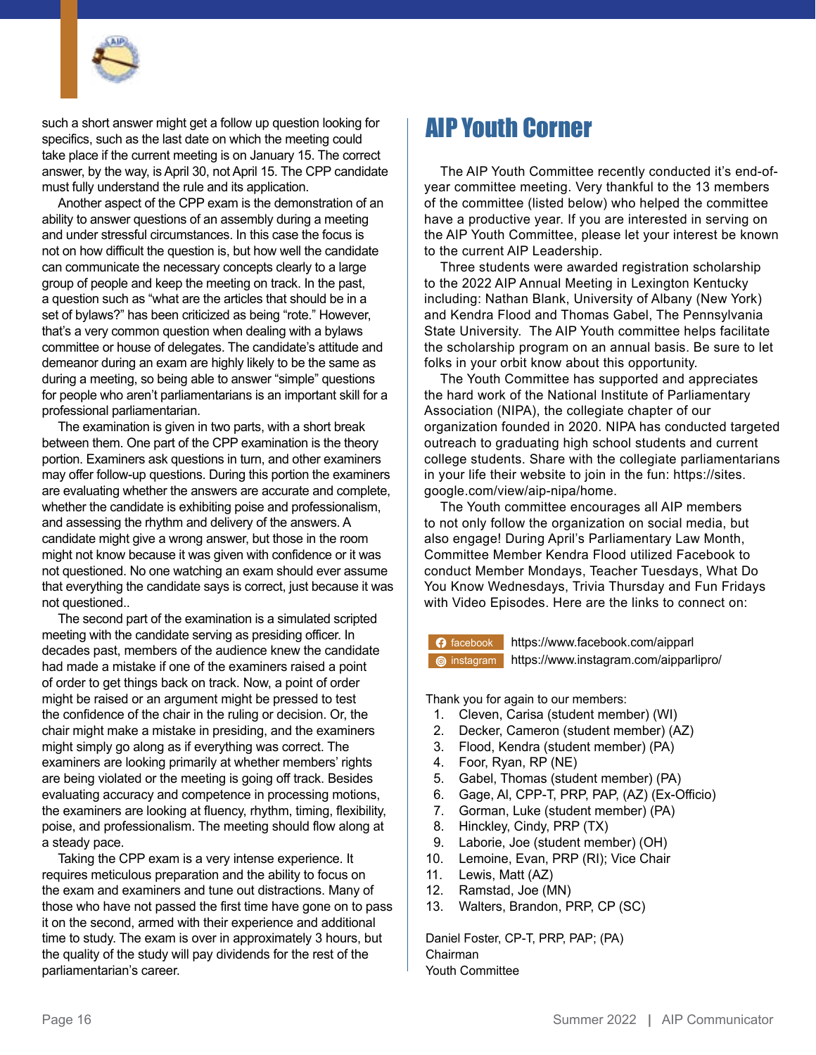such a short answer might get a follow up question looking for specifics, such as the last date on which the meeting could take place if the current meeting is on January 15. The correct answer, by the way, is April 30, not April 15. The CPP candidate must fully understand the rule and its application.

Another aspect of the CPP exam is the demonstration of an ability to answer questions of an assembly during a meeting and under stressful circumstances. In this case the focus is not on how difficult the question is, but how well the candidate can communicate the necessary concepts clearly to a large group of people and keep the meeting on track. In the past, a question such as "what are the articles that should be in a set of bylaws?" has been criticized as being "rote." However, that's a very common question when dealing with a bylaws committee or house of delegates. The candidate's attitude and demeanor during an exam are highly likely to be the same as during a meeting, so being able to answer "simple" questions for people who aren't parliamentarians is an important skill for a professional parliamentarian.

The examination is given in two parts, with a short break between them. One part of the CPP examination is the theory portion. Examiners ask questions in turn, and other examiners may offer follow-up questions. During this portion the examiners are evaluating whether the answers are accurate and complete, whether the candidate is exhibiting poise and professionalism, and assessing the rhythm and delivery of the answers. A candidate might give a wrong answer, but those in the room might not know because it was given with confidence or it was not questioned. No one watching an exam should ever assume that everything the candidate says is correct, just because it was not questioned..

The second part of the examination is a simulated scripted meeting with the candidate serving as presiding officer. In decades past, members of the audience knew the candidate had made a mistake if one of the examiners raised a point of order to get things back on track. Now, a point of order might be raised or an argument might be pressed to test the confidence of the chair in the ruling or decision. Or, the chair might make a mistake in presiding, and the examiners might simply go along as if everything was correct. The examiners are looking primarily at whether members' rights are being violated or the meeting is going off track. Besides evaluating accuracy and competence in processing motions, the examiners are looking at fluency, rhythm, timing, flexibility, poise, and professionalism. The meeting should flow along at a steady pace.

Taking the CPP exam is a very intense experience. It requires meticulous preparation and the ability to focus on the exam and examiners and tune out distractions. Many of those who have not passed the first time have gone on to pass it on the second, armed with their experience and additional time to study. The exam is over in approximately 3 hours, but the quality of the study will pay dividends for the rest of the parliamentarian's career.

# AIP Youth Corner

The AIP Youth Committee recently conducted it's end-of-year committee meeting. Very thankful to the 13 members of the committee (listed below) who helped the committee have a productive year. If you are interested in serving on the AIP Youth Committee, please let your interest be known to the current AIP Leadership.

Three students were awarded registration scholarship to the 2022 AIP Annual Meeting in Lexington Kentucky including: Nathan Blank, University of Albany (New York) and Kendra Flood and Thomas Gabel, The Pennsylvania State University. The AIP Youth committee helps facilitate the scholarship program on an annual basis. Be sure to let folks in your orbit know about this opportunity.

The Youth Committee has supported and appreciates the hard work of the National Institute of Parliamentary Association (NIPA), the collegiate chapter of our organization founded in 2020. NIPA has conducted targeted outreach to graduating high school students and current college students. Share with the collegiate parliamentarians in your life their website to join in the fun: https://sites.google.com/view/aip-nipa/home.

The Youth committee encourages all AIP members to not only follow the organization on social media, but also engage! During April's Parliamentary Law Month, Committee Member Kendra Flood utilized Facebook to conduct Member Mondays, Teacher Tuesdays, What Do You Know Wednesdays, Trivia Thursday and Fun Fridays with Video Episodes. Here are the links to connect on:

facebook https://www.facebook.com/aipparl
instagram https://www.instagram.com/aipparlipro/

Thank you for again to our members:

1. Cleven, Carisa (student member) (WI)
2. Decker, Cameron (student member) (AZ)
3. Flood, Kendra (student member) (PA)
4. Foor, Ryan, RP (NE)
5. Gabel, Thomas (student member) (PA)
6. Gage, Al, CPP-T, PRP, PAP, (AZ) (Ex-Officio)
7. Gorman, Luke (student member) (PA)
8. Hinckley, Cindy, PRP (TX)
9. Laborie, Joe (student member) (OH)
10. Lemoine, Evan, PRP (RI); Vice Chair
11. Lewis, Matt (AZ)
12. Ramstad, Joe (MN)
13. Walters, Brandon, PRP, CP (SC)

Daniel Foster, CP-T, PRP, PAP; (PA)
Chairman
Youth Committee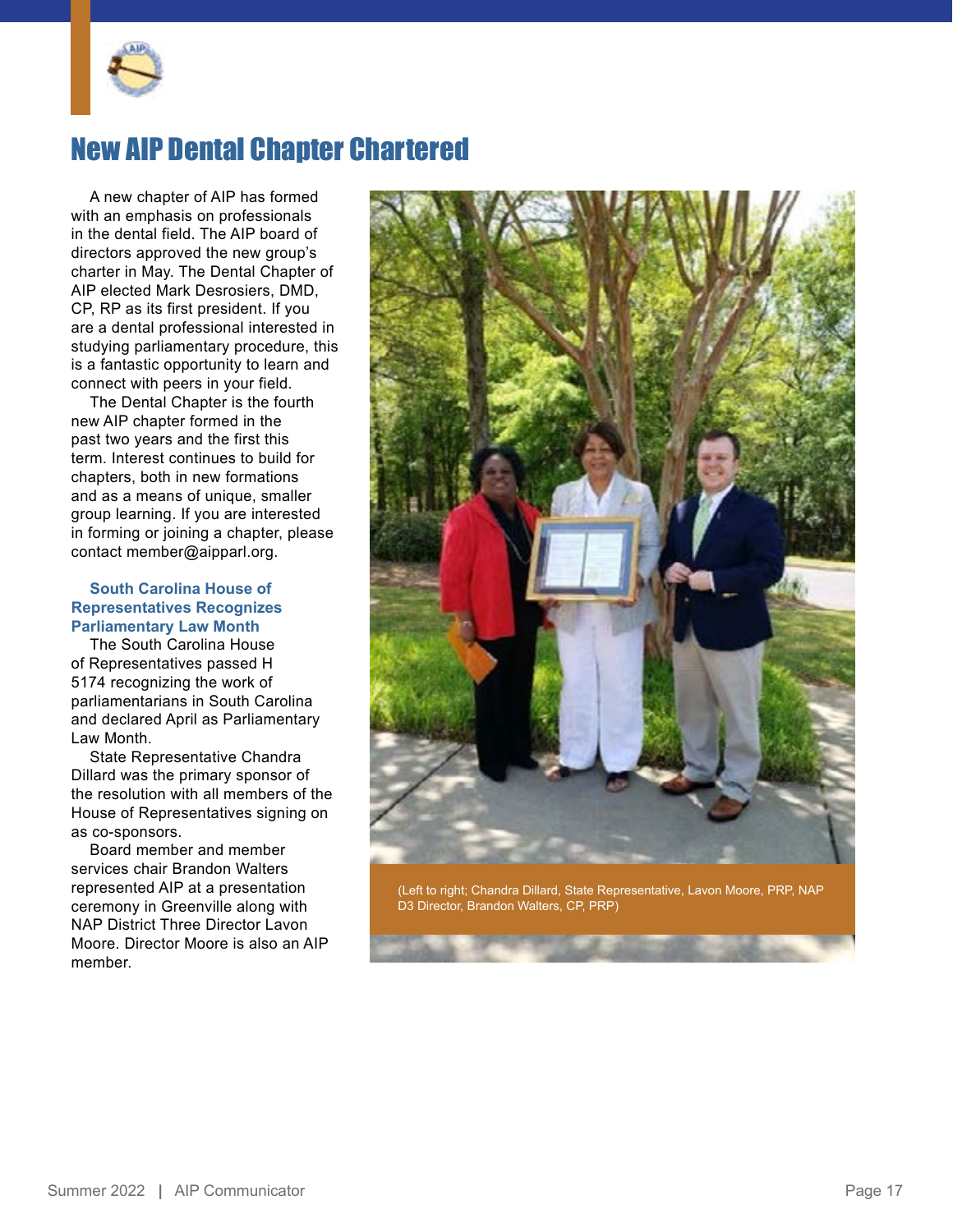# New AIP Dental Chapter Chartered

A new chapter of AIP has formed with an emphasis on professionals in the dental field. The AIP board of directors approved the new group's charter in May. The Dental Chapter of AIP elected Mark Desrosiers, DMD, CP, RP as its first president. If you are a dental professional interested in studying parliamentary procedure, this is a fantastic opportunity to learn and connect with peers in your field.

The Dental Chapter is the fourth new AIP chapter formed in the past two years and the first this term. Interest continues to build for chapters, both in new formations and as a means of unique, smaller group learning. If you are interested in forming or joining a chapter, please contact member@aipparl.org.

### South Carolina House of Representatives Recognizes Parliamentary Law Month

The South Carolina House of Representatives passed H 5174 recognizing the work of parliamentarians in South Carolina and declared April as Parliamentary Law Month.

State Representative Chandra Dillard was the primary sponsor of the resolution with all members of the House of Representatives signing on as co-sponsors.

Board member and member services chair Brandon Walters represented AIP at a presentation ceremony in Greenville along with NAP District Three Director Lavon Moore. Director Moore is also an AIP member.

(Left to right; Chandra Dillard, State Representative, Lavon Moore, PRP, NAP D3 Director, Brandon Walters, CP, PRP)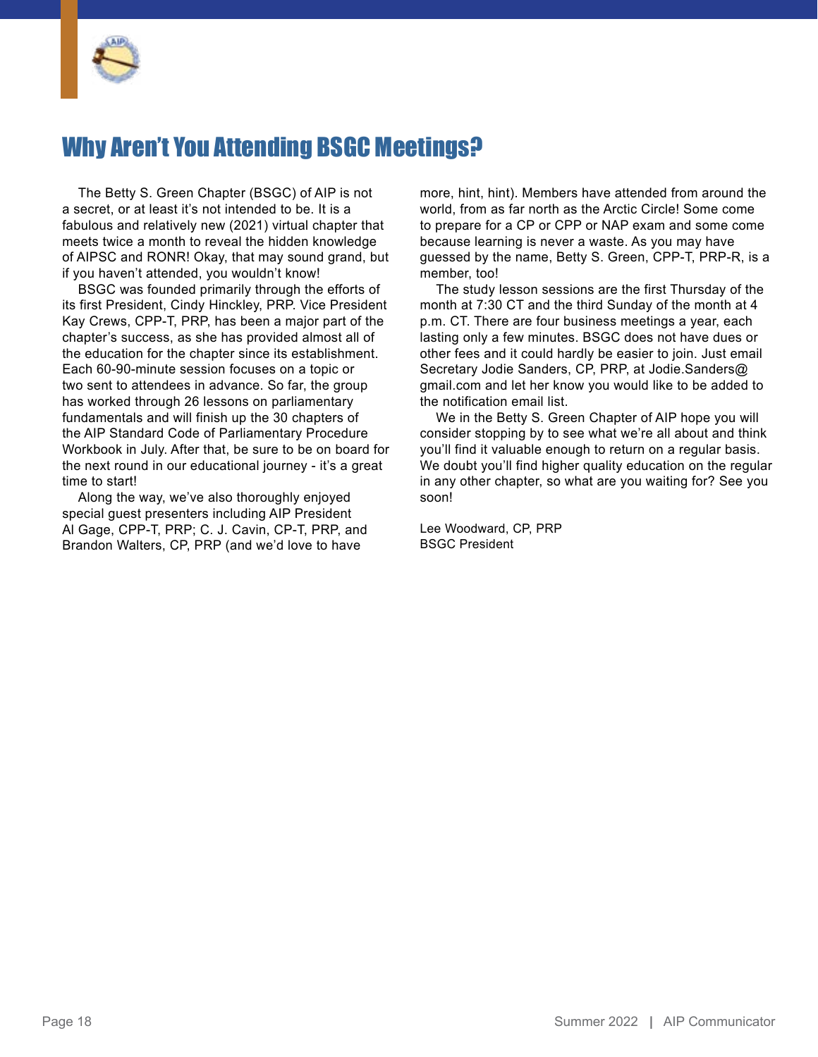# Why Aren't You Attending BSGC Meetings?

The Betty S. Green Chapter (BSGC) of AIP is not a secret, or at least it's not intended to be. It is a fabulous and relatively new (2021) virtual chapter that meets twice a month to reveal the hidden knowledge of AIPSC and RONR! Okay, that may sound grand, but if you haven't attended, you wouldn't know!

BSGC was founded primarily through the efforts of its first President, Cindy Hinckley, PRP. Vice President Kay Crews, CPP-T, PRP, has been a major part of the chapter's success, as she has provided almost all of the education for the chapter since its establishment. Each 60-90-minute session focuses on a topic or two sent to attendees in advance. So far, the group has worked through 26 lessons on parliamentary fundamentals and will finish up the 30 chapters of the AIP Standard Code of Parliamentary Procedure Workbook in July. After that, be sure to be on board for the next round in our educational journey - it's a great time to start!

Along the way, we've also thoroughly enjoyed special guest presenters including AIP President Al Gage, CPP-T, PRP; C. J. Cavin, CP-T, PRP, and Brandon Walters, CP, PRP (and we'd love to have more, hint, hint). Members have attended from around the world, from as far north as the Arctic Circle! Some come to prepare for a CP or CPP or NAP exam and some come because learning is never a waste. As you may have guessed by the name, Betty S. Green, CPP-T, PRP-R, is a member, too!

The study lesson sessions are the first Thursday of the month at 7:30 CT and the third Sunday of the month at 4 p.m. CT. There are four business meetings a year, each lasting only a few minutes. BSGC does not have dues or other fees and it could hardly be easier to join. Just email Secretary Jodie Sanders, CP, PRP, at Jodie.Sanders@gmail.com and let her know you would like to be added to the notification email list.

We in the Betty S. Green Chapter of AIP hope you will consider stopping by to see what we're all about and think you'll find it valuable enough to return on a regular basis. We doubt you'll find higher quality education on the regular in any other chapter, so what are you waiting for? See you soon!

Lee Woodward, CP, PRP
BSGC President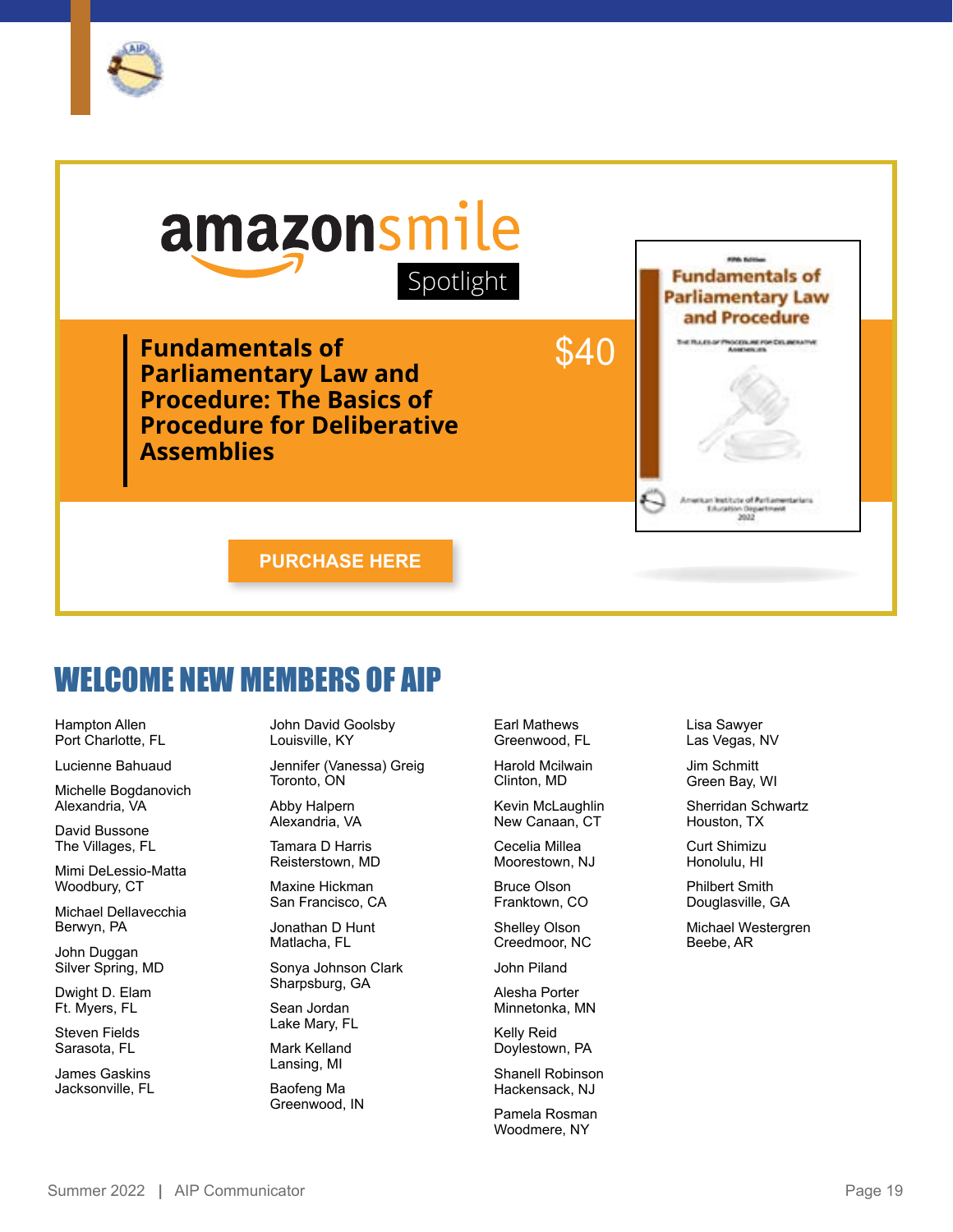amazonsmile

Spotlight

**Fundamentals of Parliamentary Law and Procedure: The Basics of Procedure for Deliberative Assemblies**

$40

PURCHASE HERE

# WELCOME NEW MEMBERS OF AIP

Hampton Allen
Port Charlotte, FL

Lucienne Bahuaud

Michelle Bogdanovich
Alexandria, VA

David Bussone
The Villages, FL

Mimi DeLessio-Matta
Woodbury, CT

Michael Dellavecchia
Berwyn, PA

John Duggan
Silver Spring, MD

Dwight D. Elam
Ft. Myers, FL

Steven Fields
Sarasota, FL

James Gaskins
Jacksonville, FL

John David Goolsby
Louisville, KY

Jennifer (Vanessa) Greig
Toronto, ON

Abby Halpern
Alexandria, VA

Tamara D Harris
Reisterstown, MD

Maxine Hickman
San Francisco, CA

Jonathan D Hunt
Matlacha, FL

Sonya Johnson Clark
Sharpsburg, GA

Sean Jordan
Lake Mary, FL

Mark Kelland
Lansing, MI

Baofeng Ma
Greenwood, IN

Earl Mathews
Greenwood, FL

Harold Mcilwain
Clinton, MD

Kevin McLaughlin
New Canaan, CT

Cecelia Millea
Moorestown, NJ

Bruce Olson
Franktown, CO

Shelley Olson
Creedmoor, NC

John Piland

Alesha Porter
Minnetonka, MN

Kelly Reid
Doylestown, PA

Shanell Robinson
Hackensack, NJ

Pamela Rosman
Woodmere, NY

Lisa Sawyer
Las Vegas, NV

Jim Schmitt
Green Bay, WI

Sherridan Schwartz
Houston, TX

Curt Shimizu
Honolulu, HI

Philbert Smith
Douglasville, GA

Michael Westergren
Beebe, AR